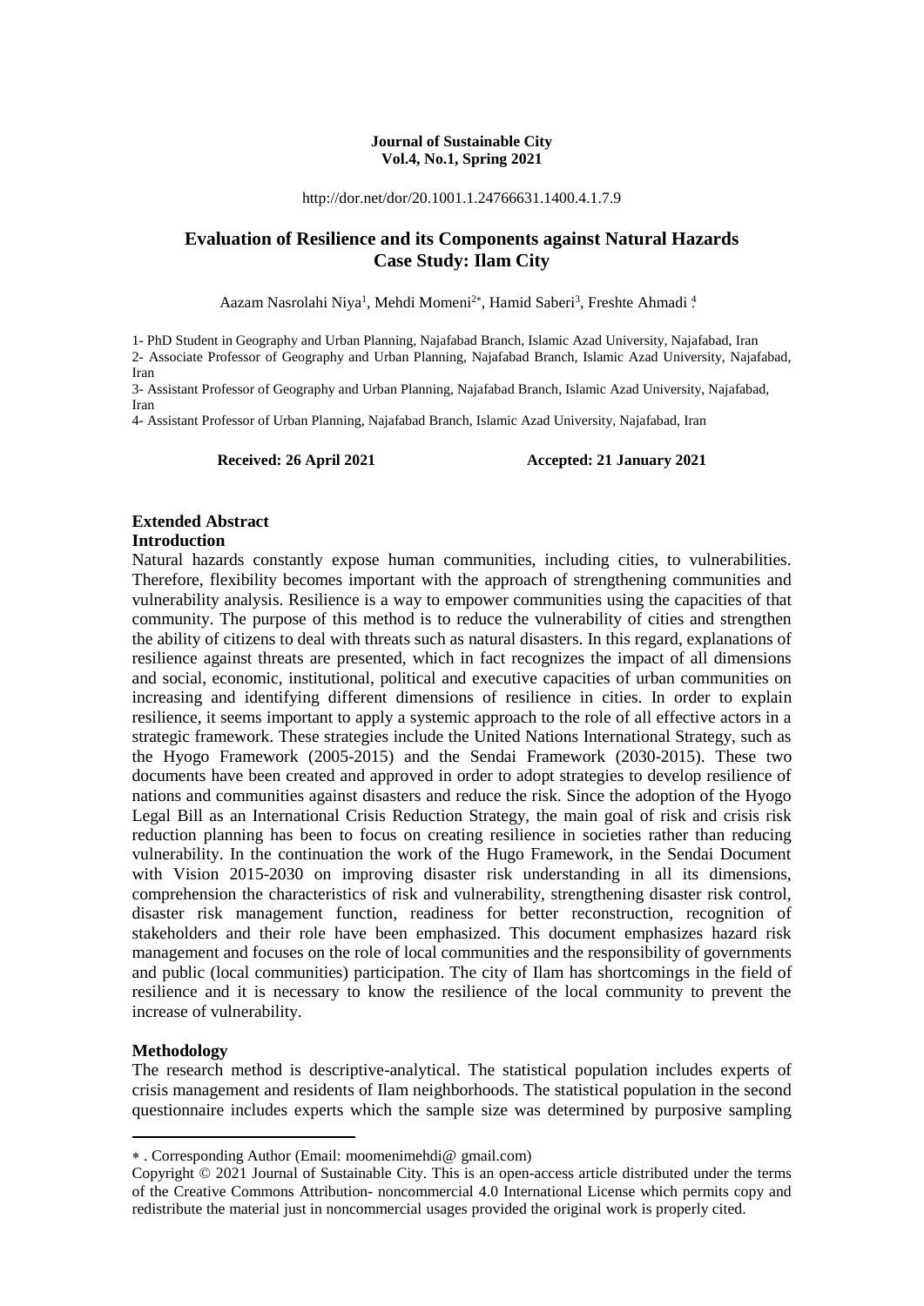**Journal of Sustainable City**
**Vol.4, No.1, Spring 2021**

http://dor.net/dor/20.1001.1.24766631.1400.4.1.7.9

# Evaluation of Resilience and its Components against Natural Hazards Case Study: Ilam City

Aazam Nasrolahi Niya[1], Mehdi Momeni[2*], Hamid Saberi[3], Freshte Ahmadi [4]

1- PhD Student in Geography and Urban Planning, Najafabad Branch, Islamic Azad University, Najafabad, Iran

2- Associate Professor of Geography and Urban Planning, Najafabad Branch, Islamic Azad University, Najafabad, Iran

3- Assistant Professor of Geography and Urban Planning, Najafabad Branch, Islamic Azad University, Najafabad, Iran

4- Assistant Professor of Urban Planning, Najafabad Branch, Islamic Azad University, Najafabad, Iran

**Received: 26 April 2021** **Accepted: 21 January 2021**

## Extended Abstract

### Introduction

Natural hazards constantly expose human communities, including cities, to vulnerabilities. Therefore, flexibility becomes important with the approach of strengthening communities and vulnerability analysis. Resilience is a way to empower communities using the capacities of that community. The purpose of this method is to reduce the vulnerability of cities and strengthen the ability of citizens to deal with threats such as natural disasters. In this regard, explanations of resilience against threats are presented, which in fact recognizes the impact of all dimensions and social, economic, institutional, political and executive capacities of urban communities on increasing and identifying different dimensions of resilience in cities. In order to explain resilience, it seems important to apply a systemic approach to the role of all effective actors in a strategic framework. These strategies include the United Nations International Strategy, such as the Hyogo Framework (2005-2015) and the Sendai Framework (2030-2015). These two documents have been created and approved in order to adopt strategies to develop resilience of nations and communities against disasters and reduce the risk. Since the adoption of the Hyogo Legal Bill as an International Crisis Reduction Strategy, the main goal of risk and crisis risk reduction planning has been to focus on creating resilience in societies rather than reducing vulnerability. In the continuation the work of the Hugo Framework, in the Sendai Document with Vision 2015-2030 on improving disaster risk understanding in all its dimensions, comprehension the characteristics of risk and vulnerability, strengthening disaster risk control, disaster risk management function, readiness for better reconstruction, recognition of stakeholders and their role have been emphasized. This document emphasizes hazard risk management and focuses on the role of local communities and the responsibility of governments and public (local communities) participation. The city of Ilam has shortcomings in the field of resilience and it is necessary to know the resilience of the local community to prevent the increase of vulnerability.

### Methodology

The research method is descriptive-analytical. The statistical population includes experts of crisis management and residents of Ilam neighborhoods. The statistical population in the second questionnaire includes experts which the sample size was determined by purposive sampling

---

* . Corresponding Author (Email: moomenimehdi@ gmail.com)

Copyright © 2021 Journal of Sustainable City. This is an open-access article distributed under the terms of the Creative Commons Attribution- noncommercial 4.0 International License which permits copy and redistribute the material just in noncommercial usages provided the original work is properly cited.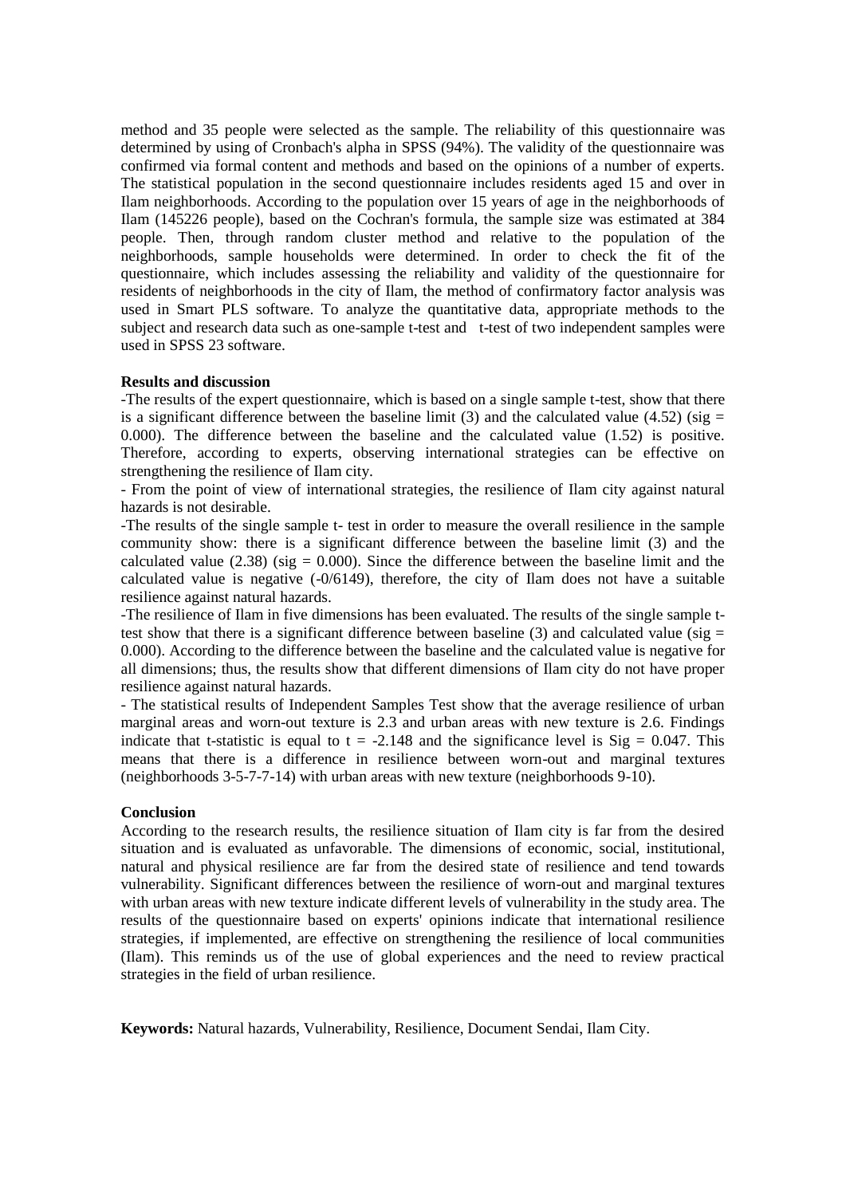method and 35 people were selected as the sample. The reliability of this questionnaire was determined by using of Cronbach's alpha in SPSS (94%). The validity of the questionnaire was confirmed via formal content and methods and based on the opinions of a number of experts. The statistical population in the second questionnaire includes residents aged 15 and over in Ilam neighborhoods. According to the population over 15 years of age in the neighborhoods of Ilam (145226 people), based on the Cochran's formula, the sample size was estimated at 384 people. Then, through random cluster method and relative to the population of the neighborhoods, sample households were determined. In order to check the fit of the questionnaire, which includes assessing the reliability and validity of the questionnaire for residents of neighborhoods in the city of Ilam, the method of confirmatory factor analysis was used in Smart PLS software. To analyze the quantitative data, appropriate methods to the subject and research data such as one-sample t-test and t-test of two independent samples were used in SPSS 23 software.

**Results and discussion**

-The results of the expert questionnaire, which is based on a single sample t-test, show that there is a significant difference between the baseline limit (3) and the calculated value (4.52) (sig = 0.000). The difference between the baseline and the calculated value (1.52) is positive. Therefore, according to experts, observing international strategies can be effective on strengthening the resilience of Ilam city.

- From the point of view of international strategies, the resilience of Ilam city against natural hazards is not desirable.

-The results of the single sample t- test in order to measure the overall resilience in the sample community show: there is a significant difference between the baseline limit (3) and the calculated value (2.38) (sig = 0.000). Since the difference between the baseline limit and the calculated value is negative (-0/6149), therefore, the city of Ilam does not have a suitable resilience against natural hazards.

-The resilience of Ilam in five dimensions has been evaluated. The results of the single sample t-test show that there is a significant difference between baseline (3) and calculated value (sig = 0.000). According to the difference between the baseline and the calculated value is negative for all dimensions; thus, the results show that different dimensions of Ilam city do not have proper resilience against natural hazards.

- The statistical results of Independent Samples Test show that the average resilience of urban marginal areas and worn-out texture is 2.3 and urban areas with new texture is 2.6. Findings indicate that t-statistic is equal to t = -2.148 and the significance level is Sig = 0.047. This means that there is a difference in resilience between worn-out and marginal textures (neighborhoods 3-5-7-7-14) with urban areas with new texture (neighborhoods 9-10).

**Conclusion**

According to the research results, the resilience situation of Ilam city is far from the desired situation and is evaluated as unfavorable. The dimensions of economic, social, institutional, natural and physical resilience are far from the desired state of resilience and tend towards vulnerability. Significant differences between the resilience of worn-out and marginal textures with urban areas with new texture indicate different levels of vulnerability in the study area. The results of the questionnaire based on experts' opinions indicate that international resilience strategies, if implemented, are effective on strengthening the resilience of local communities (Ilam). This reminds us of the use of global experiences and the need to review practical strategies in the field of urban resilience.

**Keywords:** Natural hazards, Vulnerability, Resilience, Document Sendai, Ilam City.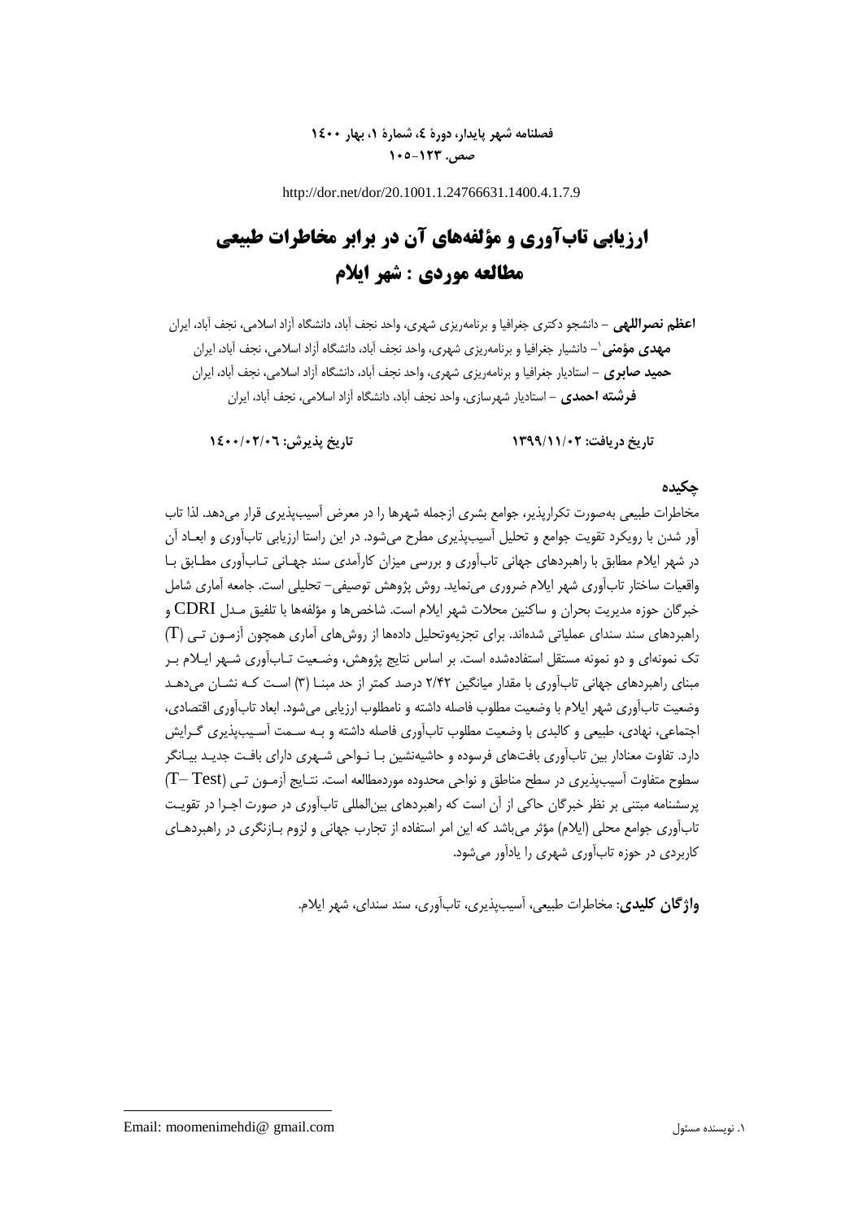http://dor.net/dor/20.1001.1.24766631.1400.4.1.7.9

# ارزیابی تاب‌آوری و مؤلفه‌های آن در برابر مخاطرات طبیعی مطالعه موردی : شهر ایلام

**اعظم نصراللهی** – دانشجو دکتری جغرافیا و برنامه‌ریزی شهری، واحد نجف آباد، دانشگاه آزاد اسلامی، نجف آباد، ایران

**مهدی مؤمنی**[1]– دانشیار جغرافیا و برنامه‌ریزی شهری، واحد نجف آباد، دانشگاه آزاد اسلامی، نجف آباد، ایران

**حمید صابری** – استادیار جغرافیا و برنامه‌ریزی شهری، واحد نجف آباد، دانشگاه آزاد اسلامی، نجف آباد، ایران

**فرشته احمدی** – استادیار شهرسازی، واحد نجف آباد، دانشگاه آزاد اسلامی، نجف آباد، ایران

**تاریخ دریافت: ۱۳۹۹/۱۱/۰۲** &nbsp;&nbsp;&nbsp;&nbsp; **تاریخ پذیرش: ۱۴۰۰/۰۲/۰٦**

## چکیده

مخاطرات طبیعی به‌صورت تکرارپذیر، جوامع بشری ازجمله شهرها را در معرض آسیب‌پذیری قرار می‌دهد. لذا تاب آور شدن با رویکرد تقویت جوامع و تحلیل آسیب‌پذیری مطرح می‌شود. در این راستا ارزیابی تاب‌آوری و ابعاد آن در شهر ایلام مطابق با راهبردهای جهانی تاب‌آوری و بررسی میزان کارآمدی سند جهانی تاب‌آوری مطابق با واقعیات ساختار تاب‌آوری شهر ایلام ضروری می‌نماید. روش پژوهش توصیفی- تحلیلی است. جامعه آماری شامل خبرگان حوزه مدیریت بحران و ساکنین محلات شهر ایلام است. شاخص‌ها و مؤلفه‌ها با تلفیق مدل CDRI و راهبردهای سند سندای عملیاتی شده‌اند. برای تجزیه‌وتحلیل داده‌ها از روش‌های آماری همچون آزمون تی (T) تک نمونه‌ای و دو نمونه مستقل استفاده‌شده است. بر اساس نتایج پژوهش، وضعیت تاب‌آوری شهر ایلام بر مبنای راهبردهای جهانی تاب‌آوری با مقدار میانگین ۲/۴۲ درصد کمتر از حد مبنا (۳) است که نشان می‌دهد وضعیت تاب‌آوری شهر ایلام با وضعیت مطلوب فاصله داشته و نامطلوب ارزیابی می‌شود. ابعاد تاب‌آوری اقتصادی، اجتماعی، نهادی، طبیعی و کالبدی با وضعیت مطلوب تاب‌آوری فاصله داشته و به سمت آسیب‌پذیری گرایش دارد. تفاوت معنادار بین تاب‌آوری بافت‌های فرسوده و حاشیه‌نشین با نواحی شهری دارای بافت جدید بیانگر سطوح متفاوت آسیب‌پذیری در سطح مناطق و نواحی محدوده موردمطالعه است. نتایج آزمون تی (T– Test) پرسشنامه مبتنی بر نظر خبرگان حاکی از آن است که راهبردهای بین‌المللی تاب‌آوری در صورت اجرا در تقویت تاب‌آوری جوامع محلی (ایلام) مؤثر می‌باشد که این امر استفاده از تجارب جهانی و لزوم بازنگری در راهبردهای کاربردی در حوزه تاب‌آوری شهری را یادآور می‌شود.

**واژگان کلیدی**: مخاطرات طبیعی، آسیب‌پذیری، تاب‌آوری، سند سندای، شهر ایلام.

---

[1]. نویسنده مسئول &nbsp;&nbsp;&nbsp;&nbsp; Email: moomenimehdi@ gmail.com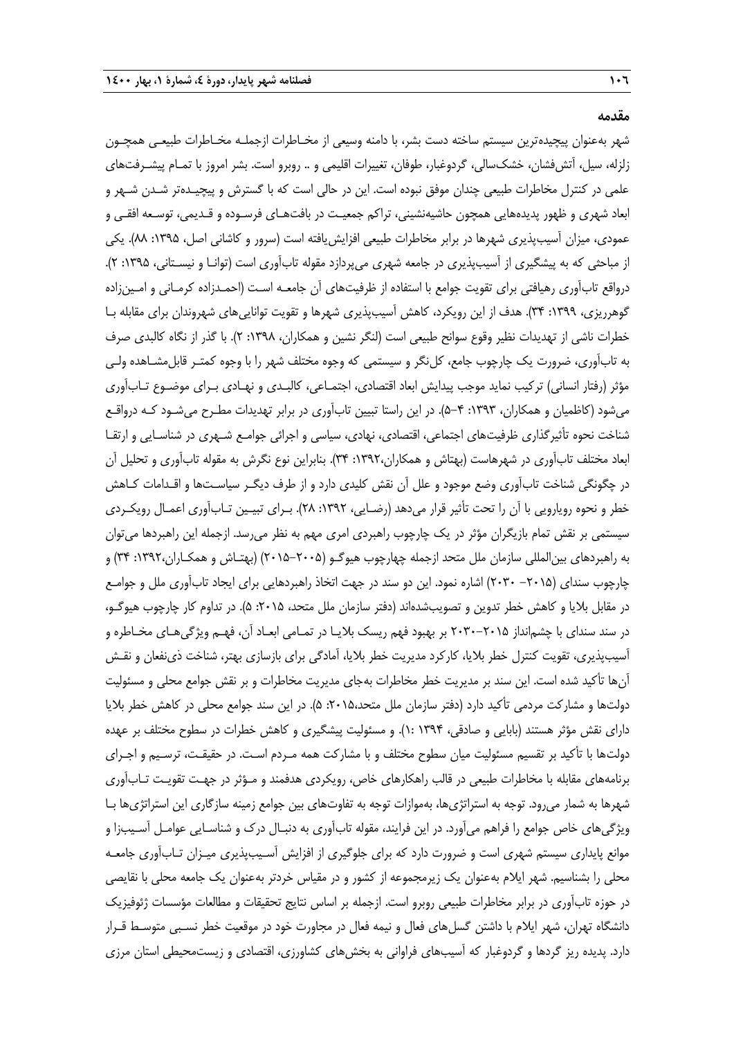## مقدمه

شهر به‌عنوان پیچیده‌ترین سیستم ساخته دست بشر، با دامنه وسیعی از مخـاطرات ازجملـه مخـاطرات طبیعـی همچـون زلزله، سیل، آتش‌فشان، خشک‌سالی، گردوغبار، طوفان، تغییرات اقلیمی و .. روبرو است. بشر امروز با تمـام پیشـرفت‌های علمی در کنترل مخاطرات طبیعی چندان موفق نبوده است. این در حالی است که با گسترش و پیچیـده‌تر شـدن شـهر و ابعاد شهری و ظهور پدیده‌هایی همچون حاشیه‌نشینی، تراکم جمعیـت در بافت‌هـای فرسـوده و قـدیمی، توسـعه افقـی و عمودی، میزان آسیب‌پذیری شهرها در برابر مخاطرات طبیعی افزایش‌یافته است (سرور و کاشانی اصل، ۱۳۹۵: ۸۸). یکی از مباحثی که به پیشگیری از آسیب‌پذیری در جامعه شهری می‌پردازد مقوله تاب‌آوری است (توانـا و نیسـتانی، ۱۳۹۵: ۲). درواقع تاب‌آوری رهیافتی برای تقویت جوامع با استفاده از ظرفیت‌های آن جامعـه اسـت (احمـدزاده کرمـانی و امـین‌زاده گوهرریزی، ۱۳۹۹: ۳۴). هدف از این رویکرد، کاهش آسیب‌پذیری شهرها و تقویت توانایی‌های شهروندان برای مقابله بـا خطرات ناشی از تهدیدات نظیر وقوع سوانح طبیعی است (لنگر نشین و همکاران، ۱۳۹۸: ۲). با گذر از نگاه کالبدی صرف به تاب‌آوری، ضرورت یک چارچوب جامع، کل‌نگر و سیستمی که وجوه مختلف شهر را با وجوه کمتـر قابل‌مشـاهده ولـی مؤثر (رفتار انسانی) ترکیب نماید موجب پیدایش ابعاد اقتصادی، اجتمـاعی، کالبـدی و نهـادی بـرای موضـوع تـاب‌آوری می‌شود (کاظمیان و همکاران، ۱۳۹۳: ۴-۵). در این راستا تبیین تاب‌آوری در برابر تهدیدات مطـرح می‌شـود کـه درواقـع شناخت نحوه تأثیرگذاری ظرفیت‌های اجتماعی، اقتصادی، نهادی، سیاسی و اجرائی جوامـع شـهری در شناسـایی و ارتقـا ابعاد مختلف تاب‌آوری در شهرهاست (بهتاش و همکاران،۱۳۹۲: ۳۴). بنابراین نوع نگرش به مقوله تاب‌آوری و تحلیل آن در چگونگی شناخت تاب‌آوری وضع موجود و علل آن نقش کلیدی دارد و از طرف دیگـر سیاسـت‌ها و اقـدامات کـاهش خطر و نحوه رویارویی با آن را تحت تأثیر قرار می‌دهد (رضـایی، ۱۳۹۲: ۲۸). بـرای تبیـین تـاب‌آوری اعمـال رویکـردی سیستمی بر نقش تمام بازیگران مؤثر در یک چارچوب راهبردی امری مهم به نظر می‌رسد. ازجمله این راهبردها می‌توان به راهبردهای بین‌المللی سازمان ملل متحد ازجمله چهارچوب هیوگـو (۲۰۰۵-۲۰۱۵) (بهتـاش و همکـاران،۱۳۹۲: ۳۴) و چارچوب سندای (۲۰۱۵- ۲۰۳۰) اشاره نمود. این دو سند در جهت اتخاذ راهبردهایی برای ایجاد تاب‌آوری ملل و جوامـع در مقابل بلایا و کاهش خطر تدوین و تصویب‌شده‌اند (دفتر سازمان ملل متحد، ۲۰۱۵: ۵). در تداوم کار چارچوب هیوگـو، در سند سندای با چشم‌انداز ۲۰۱۵-۲۰۳۰ بر بهبود فهم ریسک بلایـا در تمـامی ابعـاد آن، فهـم ویژگی‌هـای مخـاطره و آسیب‌پذیری، تقویت کنترل خطر بلایا، کارکرد مدیریت خطر بلایا، آمادگی برای بازسازی بهتر، شناخت ذی‌نفعان و نقـش آن‌ها تأکید شده است. این سند بر مدیریت خطر مخاطرات به‌جای مدیریت مخاطرات و بر نقش جوامع محلی و مسئولیت دولت‌ها و مشارکت مردمی تأکید دارد (دفتر سازمان ملل متحد،۲۰۱۵: ۵). در این سند جوامع محلی در کاهش خطر بلایا دارای نقش مؤثر هستند (بابایی و صادقی، ۱۳۹۴ :۱). و مسئولیت پیشگیری و کاهش خطرات در سطوح مختلف بر عهده دولت‌ها با تأکید بر تقسیم مسئولیت میان سطوح مختلف و با مشارکت همه مـردم اسـت. در حقیقـت، ترسـیم و اجـرای برنامه‌های مقابله با مخاطرات طبیعی در قالب راهکارهای خاص، رویکردی هدفمند و مـؤثر در جهـت تقویـت تـاب‌آوری شهرها به شمار می‌رود. توجه به استراتژی‌ها، به‌موازات توجه به تفاوت‌های بین جوامع زمینه سازگاری این استراتژی‌ها بـا ویژگی‌های خاص جوامع را فراهم می‌آورد. در این فرایند، مقوله تاب‌آوری به دنبـال درک و شناسـایی عوامـل آسـیب‌زا و موانع پایداری سیستم شهری است و ضرورت دارد که برای جلوگیری از افزایش آسـیب‌پذیری میـزان تـاب‌آوری جامعـه محلی را بشناسیم. شهر ایلام به‌عنوان یک زیرمجموعه از کشور و در مقیاس خردتر به‌عنوان یک جامعه محلی با نقایصی در حوزه تاب‌آوری در برابر مخاطرات طبیعی روبرو است. ازجمله بر اساس نتایج تحقیقات و مطالعات مؤسسات ژئوفیزیک دانشگاه تهران، شهر ایلام با داشتن گسل‌های فعال و نیمه فعال در مجاورت خود در موقعیت خطر نسـبی متوسـط قـرار دارد. پدیده ریز گردها و گردوغبار که آسیب‌های فراوانی به بخش‌های کشاورزی، اقتصادی و زیست‌محیطی استان مرزی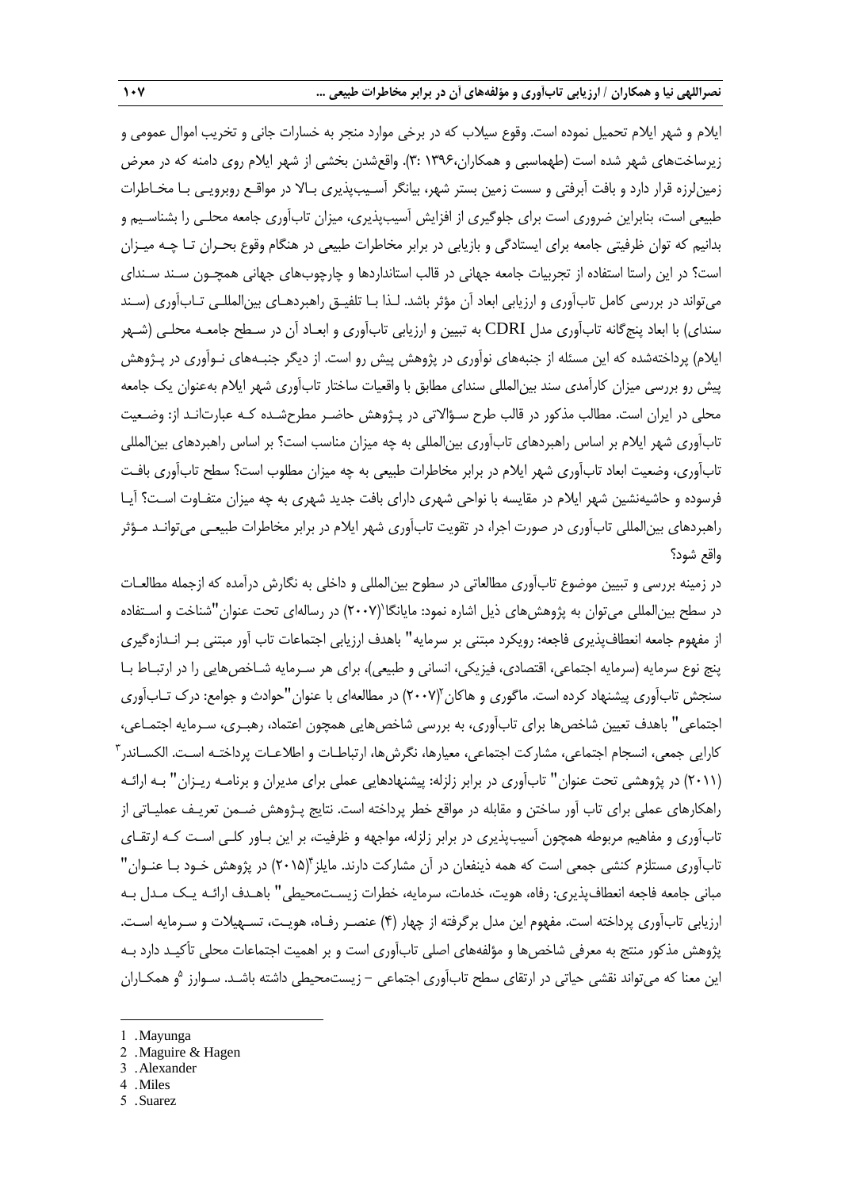ایلام و شهر ایلام تحمیل نموده است. وقوع سیلاب که در برخی موارد منجر به خسارات جانی و تخریب اموال عمومی و زیرساخت‌های شهر شده است (طهماسبی و همکاران،۱۳۹۶ :۳). واقع‌شدن بخشی از شهر ایلام روی دامنه که در معرض زمین‌لرزه قرار دارد و بافت آبرفتی و سست زمین بستر شهر، بیانگر آسیب‌پذیری بالا در مواقع روبرویی با مخاطرات طبیعی است، بنابراین ضروری است برای جلوگیری از افزایش آسیب‌پذیری، میزان تاب‌آوری جامعه محلی را بشناسیم و بدانیم که توان ظرفیتی جامعه برای ایستادگی و بازیابی در برابر مخاطرات طبیعی در هنگام وقوع بحران تا چه میزان است؟ در این راستا استفاده از تجربیات جامعه جهانی در قالب استانداردها و چارچوب‌های جهانی همچون سند سندای می‌تواند در بررسی کامل تاب‌آوری و ارزیابی ابعاد آن مؤثر باشد. لذا با تلفیق راهبردهای بین‌المللی تاب‌آوری (سند سندای) با ابعاد پنج‌گانه تاب‌آوری مدل CDRI به تبیین و ارزیابی تاب‌آوری و ابعاد آن در سطح جامعه محلی (شهر ایلام) پرداخته‌شده که این مسئله از جنبه‌های نوآوری در پژوهش پیش رو است. از دیگر جنبه‌های نوآوری در پژوهش پیش رو بررسی میزان کارآمدی سند بین‌المللی سندای مطابق با واقعیات ساختار تاب‌آوری شهر ایلام به‌عنوان یک جامعه محلی در ایران است. مطالب مذکور در قالب طرح سؤالاتی در پژوهش حاضر مطرح‌شده که عبارت‌اند از: وضعیت تاب‌آوری شهر ایلام بر اساس راهبردهای تاب‌آوری بین‌المللی به چه میزان مناسب است؟ بر اساس راهبردهای بین‌المللی تاب‌آوری، وضعیت ابعاد تاب‌آوری شهر ایلام در برابر مخاطرات طبیعی به چه میزان مطلوب است؟ سطح تاب‌آوری بافت فرسوده و حاشیه‌نشین شهر ایلام در مقایسه با نواحی شهری دارای بافت جدید شهری به چه میزان متفاوت است؟ آیا راهبردهای بین‌المللی تاب‌آوری در صورت اجرا، در تقویت تاب‌آوری شهر ایلام در برابر مخاطرات طبیعی می‌تواند مؤثر واقع شود؟

در زمینه بررسی و تبیین موضوع تاب‌آوری مطالعاتی در سطوح بین‌المللی و داخلی به نگارش درآمده که ازجمله مطالعات در سطح بین‌المللی می‌توان به پژوهش‌های ذیل اشاره نمود: مایانگا[1](۲۰۰۷) در رساله‌ای تحت عنوان "شناخت و استفاده از مفهوم جامعه انعطاف‌پذیری فاجعه: رویکرد مبتنی بر سرمایه" باهدف ارزیابی اجتماعات تاب آور مبتنی بر اندازه‌گیری پنج نوع سرمایه (سرمایه اجتماعی، اقتصادی، فیزیکی، انسانی و طبیعی)، برای هر سرمایه شاخص‌هایی را در ارتباط با سنجش تاب‌آوری پیشنهاد کرده است. ماگوری و هاکان[2](۲۰۰۷) در مطالعه‌ای با عنوان "حوادث و جوامع: درک تاب‌آوری اجتماعی" باهدف تعیین شاخص‌ها برای تاب‌آوری، به بررسی شاخص‌هایی همچون اعتماد، رهبری، سرمایه اجتماعی، کارایی جمعی، انسجام اجتماعی، مشارکت اجتماعی، معیارها، نگرش‌ها، ارتباطات و اطلاعات پرداخته است. الکساندر[3] (۲۰۱۱) در پژوهشی تحت عنوان" تاب‌آوری در برابر زلزله: پیشنهادهایی عملی برای مدیران و برنامه ریزان" به ارائه راهکارهای عملی برای تاب آور ساختن و مقابله در مواقع خطر پرداخته است. نتایج پژوهش ضمن تعریف عملیاتی از تاب‌آوری و مفاهیم مربوطه همچون آسیب‌پذیری در برابر زلزله، مواجهه و ظرفیت، بر این باور کلی است که ارتقای تاب‌آوری مستلزم کنشی جمعی است که همه ذینفعان در آن مشارکت دارند. مایلز[4](۲۰۱۵) در پژوهش خود با عنوان" مبانی جامعه فاجعه انعطاف‌پذیری: رفاه، هویت، خدمات، سرمایه، خطرات زیست‌محیطی" باهدف ارائه یک مدل به ارزیابی تاب‌آوری پرداخته است. مفهوم این مدل برگرفته از چهار (۴) عنصر رفاه، هویت، تسهیلات و سرمایه است. پژوهش مذکور منتج به معرفی شاخص‌ها و مؤلفه‌های اصلی تاب‌آوری است و بر اهمیت اجتماعات محلی تأکید دارد به این معنا که می‌تواند نقشی حیاتی در ارتقای سطح تاب‌آوری اجتماعی – زیست‌محیطی داشته باشد. سوارز[5]و همکاران

---

1 . Mayunga
2 . Maguire & Hagen
3 . Alexander
4 . Miles
5 . Suarez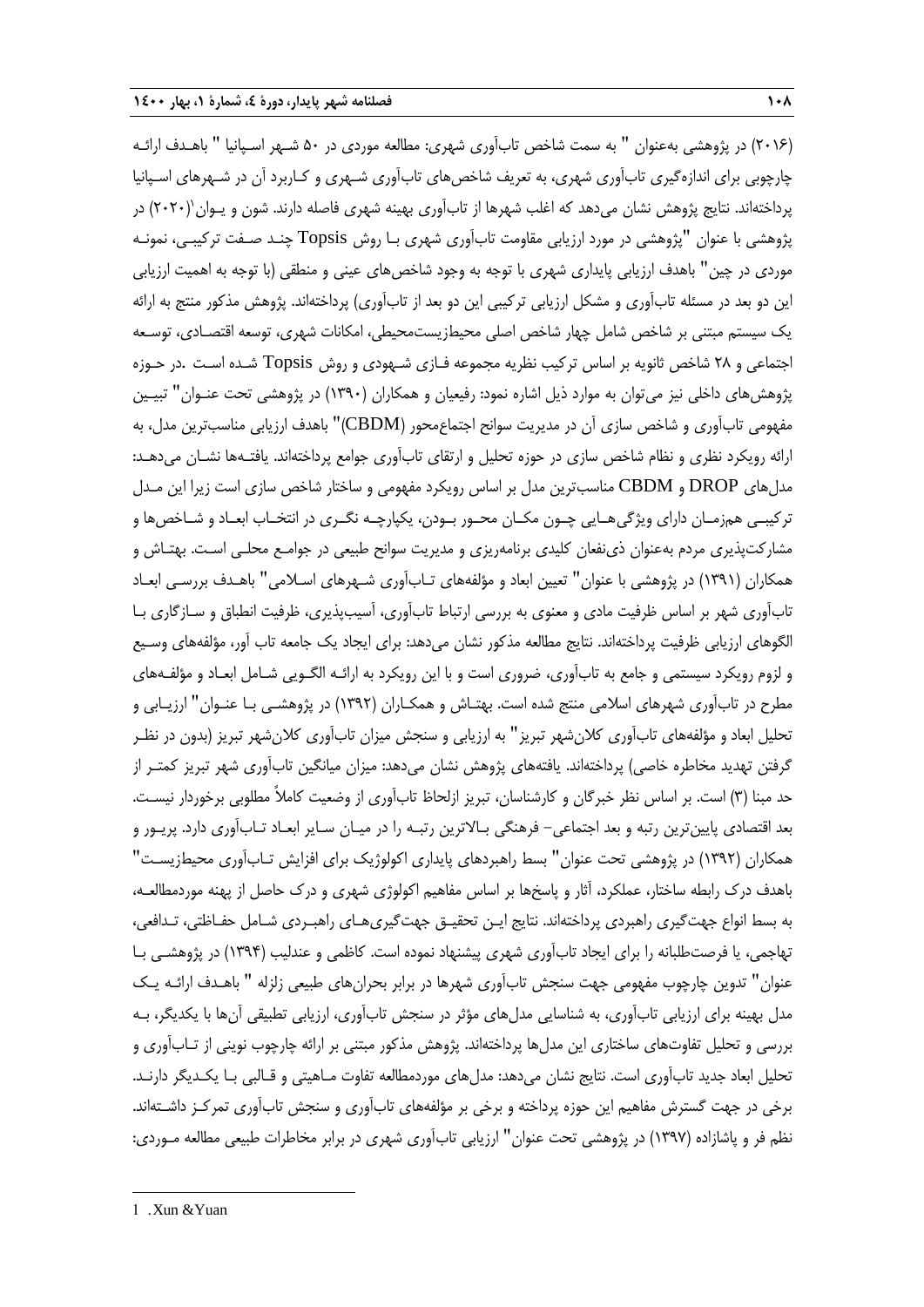(۲۰۱۶) در پژوهشی به‌عنوان " به سمت شاخص تاب‌آوری شهری: مطالعه موردی در ۵۰ شـهر اسـپانیا " باهـدف ارائـه چارچوبی برای اندازه‌گیری تاب‌آوری شهری، به تعریف شاخص‌های تاب‌آوری شـهری و کـاربرد آن در شـهرهای اسـپانیا پرداخته‌اند. نتایج پژوهش نشان می‌دهد که اغلب شهرها از تاب‌آوری بهینه شهری فاصله دارند. شون و یـوان[1](۲۰۲۰) در پژوهشی با عنوان "پژوهشی در مورد ارزیابی مقاومت تاب‌آوری شهری بـا روش Topsis چنـد صـفت ترکیبـی، نمونـه موردی در چین" باهدف ارزیابی پایداری شهری با توجه به وجود شاخص‌های عینی و منطقی (با توجه به اهمیت ارزیابی این دو بعد در مسئله تاب‌آوری و مشکل ارزیابی ترکیبی این دو بعد از تاب‌آوری) پرداخته‌اند. پژوهش مذکور منتج به ارائه یک سیستم مبتنی بر شاخص شامل چهار شاخص اصلی محیط‌زیست‌محیطی، امکانات شهری، توسعه اقتصـادی، توسـعه اجتماعی و ۲۸ شاخص ثانویه بر اساس ترکیب نظریه مجموعه فـازی شـهودی و روش Topsis شـده اسـت .در حـوزه پژوهش‌های داخلی نیز می‌توان به موارد ذیل اشاره نمود: رفیعیان و همکاران (۱۳۹۰) در پژوهشی تحت عنـوان" تبیـین مفهومی تاب‌آوری و شاخص سازی آن در مدیریت سوانح اجتماع‌محور (CBDM)" باهدف ارزیابی مناسب‌ترین مدل، به ارائه رویکرد نظری و نظام شاخص سازی در حوزه تحلیل و ارتقای تاب‌آوری جامع پرداخته‌اند. یافتـه‌ها نشـان می‌دهـد: مدل‌های DROP و CBDM مناسب‌ترین مدل بر اساس رویکرد مفهومی و ساختار شاخص سازی است زیرا این مـدل ترکیبـی هم‌زمـان دارای ویژگی‌هـایی چـون مکـان محـور بـودن، یکپارچـه نگـری در انتخـاب ابعـاد و شـاخص‌ها و مشارکت‌پذیری مردم به‌عنوان ذی‌نفعان کلیدی برنامه‌ریزی و مدیریت سوانح طبیعی در جوامـع محلـی اسـت. بهتـاش و همکاران (۱۳۹۱) در پژوهشی با عنوان" تعیین ابعاد و مؤلفه‌های تـاب‌آوری شـهرهای اسـلامی" باهـدف بررسـی ابعـاد تاب‌آوری شهر بر اساس ظرفیت مادی و معنوی به بررسی ارتباط تاب‌آوری، آسیب‌پذیری، ظرفیت انطباق و سـازگاری بـا الگوهای ارزیابی ظرفیت پرداخته‌اند. نتایج مطالعه مذکور نشان می‌دهد: برای ایجاد یک جامعه تاب آور، مؤلفه‌های وسـیع و لزوم رویکرد سیستمی و جامع به تاب‌آوری، ضروری است و با این رویکرد به ارائـه الگـویی شـامل ابعـاد و مؤلفـه‌های مطرح در تاب‌آوری شهرهای اسلامی منتج شده است. بهتـاش و همکـاران (۱۳۹۲) در پژوهشـی بـا عنـوان" ارزیـابی و تحلیل ابعاد و مؤلفه‌های تاب‌آوری کلان‌شهر تبریز" به ارزیابی و سنجش میزان تاب‌آوری کلان‌شهر تبریز (بدون در نظـر گرفتن تهدید مخاطره خاصی) پرداخته‌اند. یافته‌های پژوهش نشان می‌دهد: میزان میانگین تاب‌آوری شهر تبریز کمتـر از حد مبنا (۳) است. بر اساس نظر خبرگان و کارشناسان، تبریز ازلحاظ تاب‌آوری از وضعیت کاملاً مطلوبی برخوردار نیسـت. بعد اقتصادی پایین‌ترین رتبه و بعد اجتماعی- فرهنگی بـالاترین رتبـه را در میـان سـایر ابعـاد تـاب‌آوری دارد. پریـور و همکاران (۱۳۹۲) در پژوهشی تحت عنوان" بسط راهبردهای پایداری اکولوژیک برای افزایش تـاب‌آوری محیط‌زیسـت" باهدف درک رابطه ساختار، عملکرد، آثار و پاسخ‌ها بر اساس مفاهیم اکولوژی شهری و درک حاصل از پهنه موردمطالعـه، به بسط انواع جهت‌گیری راهبردی پرداخته‌اند. نتایج ایـن تحقیـق جهت‌گیری‌هـای راهبـردی شـامل حفـاظتی، تـدافعی، تهاجمی، یا فرصت‌طلبانه را برای ایجاد تاب‌آوری شهری پیشنهاد نموده است. کاظمی و عندلیب (۱۳۹۴) در پژوهشـی بـا عنوان" تدوین چارچوب مفهومی جهت سنجش تاب‌آوری شهرها در برابر بحران‌های طبیعی زلزله " باهـدف ارائـه یـک مدل بهینه برای ارزیابی تاب‌آوری، به شناسایی مدل‌های مؤثر در سنجش تاب‌آوری، ارزیابی تطبیقی آن‌ها با یکدیگر، بـه بررسی و تحلیل تفاوت‌های ساختاری این مدل‌ها پرداخته‌اند. پژوهش مذکور مبتنی بر ارائه چارچوب نوینی از تـاب‌آوری و تحلیل ابعاد جدید تاب‌آوری است. نتایج نشان می‌دهد: مدل‌های موردمطالعه تفاوت مـاهیتی و قـالبی بـا یکـدیگر دارنـد. برخی در جهت گسترش مفاهیم این حوزه پرداخته و برخی بر مؤلفه‌های تاب‌آوری و سنجش تاب‌آوری تمرکـز داشـته‌اند. نظم فر و پاشازاده (۱۳۹۷) در پژوهشی تحت عنوان" ارزیابی تاب‌آوری شهری در برابر مخاطرات طبیعی مطالعه مـوردی:

---

1 . Xun &Yuan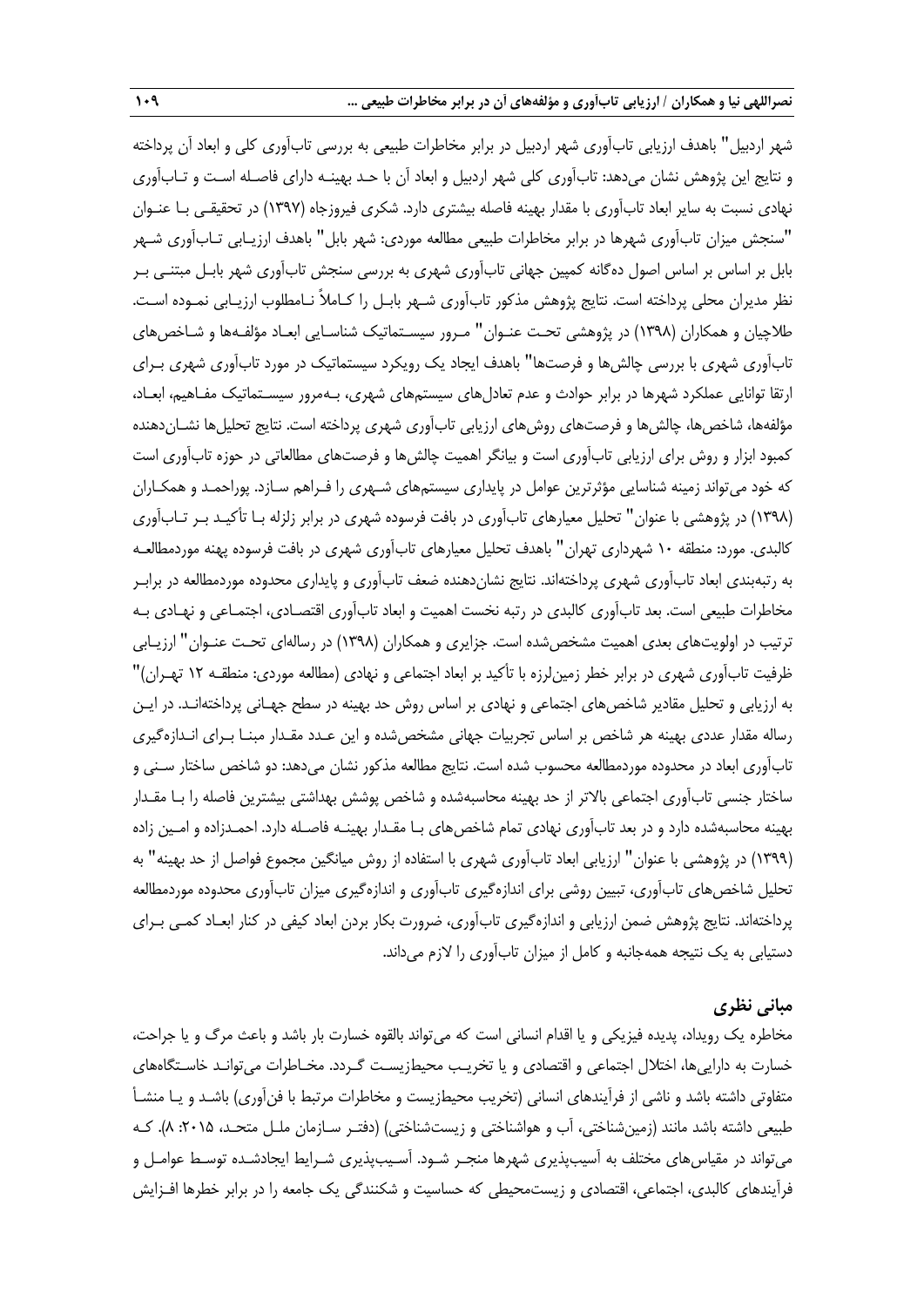شهر اردبیل" باهدف ارزیابی تاب‌آوری شهر اردبیل در برابر مخاطرات طبیعی به بررسی تاب‌آوری کلی و ابعاد آن پرداخته و نتایج این پژوهش نشان می‌دهد: تاب‌آوری کلی شهر اردبیل و ابعاد آن با حد بهینه دارای فاصله است و تاب‌آوری نهادی نسبت به سایر ابعاد تاب‌آوری با مقدار بهینه فاصله بیشتری دارد. شکری فیروزجاه (۱۳۹۷) در تحقیقی با عنوان "سنجش میزان تاب‌آوری شهرها در برابر مخاطرات طبیعی مطالعه موردی: شهر بابل" باهدف ارزیابی تاب‌آوری شهر بابل بر اساس بر اساس اصول ده‌گانه کمپین جهانی تاب‌آوری شهری به بررسی سنجش تاب‌آوری شهر بابل مبتنی بر نظر مدیران محلی پرداخته است. نتایج پژوهش مذکور تاب‌آوری شهر بابل را کاملاً نامطلوب ارزیابی نموده است. طلاچیان و همکاران (۱۳۹۸) در پژوهشی تحت عنوان" مرور سیستماتیک شناسایی ابعاد مؤلفه‌ها و شاخص‌های تاب‌آوری شهری با بررسی چالش‌ها و فرصت‌ها" باهدف ایجاد یک رویکرد سیستماتیک در مورد تاب‌آوری شهری برای ارتقا توانایی عملکرد شهرها در برابر حوادث و عدم تعادل‌های سیستم‌های شهری، به‌مرور سیستماتیک مفاهیم، ابعاد، مؤلفه‌ها، شاخص‌ها، چالش‌ها و فرصت‌های روش‌های ارزیابی تاب‌آوری شهری پرداخته است. نتایج تحلیل‌ها نشان‌دهنده کمبود ابزار و روش برای ارزیابی تاب‌آوری است و بیانگر اهمیت چالش‌ها و فرصت‌های مطالعاتی در حوزه تاب‌آوری است که خود می‌تواند زمینه شناسایی مؤثرترین عوامل در پایداری سیستم‌های شهری را فراهم سازد. پوراحمد و همکاران (۱۳۹۸) در پژوهشی با عنوان" تحلیل معیارهای تاب‌آوری در بافت فرسوده شهری در برابر زلزله با تأکید بر تاب‌آوری کالبدی. مورد: منطقه ۱۰ شهرداری تهران" باهدف تحلیل معیارهای تاب‌آوری شهری در بافت فرسوده پهنه موردمطالعه به رتبه‌بندی ابعاد تاب‌آوری شهری پرداخته‌اند. نتایج نشان‌دهنده ضعف تاب‌آوری و پایداری محدوده موردمطالعه در برابر مخاطرات طبیعی است. بعد تاب‌آوری کالبدی در رتبه نخست اهمیت و ابعاد تاب‌آوری اقتصادی، اجتماعی و نهادی به ترتیب در اولویت‌های بعدی اهمیت مشخص‌شده است. جزایری و همکاران (۱۳۹۸) در رساله‌ای تحت عنوان" ارزیابی ظرفیت تاب‌آوری شهری در برابر خطر زمین‌لرزه با تأکید بر ابعاد اجتماعی و نهادی (مطالعه موردی: منطقه ۱۲ تهران)" به ارزیابی و تحلیل مقادیر شاخص‌های اجتماعی و نهادی بر اساس روش حد بهینه در سطح جهانی پرداخته‌اند. در این رساله مقدار عددی بهینه هر شاخص بر اساس تجربیات جهانی مشخص‌شده و این عدد مقدار مبنا برای اندازه‌گیری تاب‌آوری ابعاد در محدوده موردمطالعه محسوب شده است. نتایج مطالعه مذکور نشان می‌دهد: دو شاخص ساختار سنی و ساختار جنسی تاب‌آوری اجتماعی بالاتر از حد بهینه محاسبه‌شده و شاخص پوشش بهداشتی بیشترین فاصله را با مقدار بهینه محاسبه‌شده دارد و در بعد تاب‌آوری نهادی تمام شاخص‌های با مقدار بهینه فاصله دارد. احمدزاده و امین زاده (۱۳۹۹) در پژوهشی با عنوان" ارزیابی ابعاد تاب‌آوری شهری با استفاده از روش میانگین مجموع فواصل از حد بهینه" به تحلیل شاخص‌های تاب‌آوری، تبیین روشی برای اندازه‌گیری تاب‌آوری و اندازه‌گیری میزان تاب‌آوری محدوده موردمطالعه پرداخته‌اند. نتایج پژوهش ضمن ارزیابی و اندازه‌گیری تاب‌آوری، ضرورت بکار بردن ابعاد کیفی در کنار ابعاد کمی برای دستیابی به یک نتیجه همه‌جانبه و کامل از میزان تاب‌آوری را لازم می‌داند.

## مبانی نظری

مخاطره یک رویداد، پدیده فیزیکی و یا اقدام انسانی است که می‌تواند بالقوه خسارت بار باشد و باعث مرگ و یا جراحت، خسارت به دارایی‌ها، اختلال اجتماعی و اقتصادی و یا تخریب محیط‌زیست گردد. مخاطرات می‌تواند خاستگاه‌های متفاوتی داشته باشد و ناشی از فرآیندهای انسانی (تخریب محیط‌زیست و مخاطرات مرتبط با فن‌آوری) باشد و یا منشأ طبیعی داشته باشد مانند (زمین‌شناختی، آب و هواشناختی و زیست‌شناختی) (دفتر سازمان ملل متحد، ۲۰۱۵: ۸). که می‌تواند در مقیاس‌های مختلف به آسیب‌پذیری شهرها منجر شود. آسیب‌پذیری شرایط ایجادشده توسط عوامل و فرآیندهای کالبدی، اجتماعی، اقتصادی و زیست‌محیطی که حساسیت و شکنندگی یک جامعه را در برابر خطرها افزایش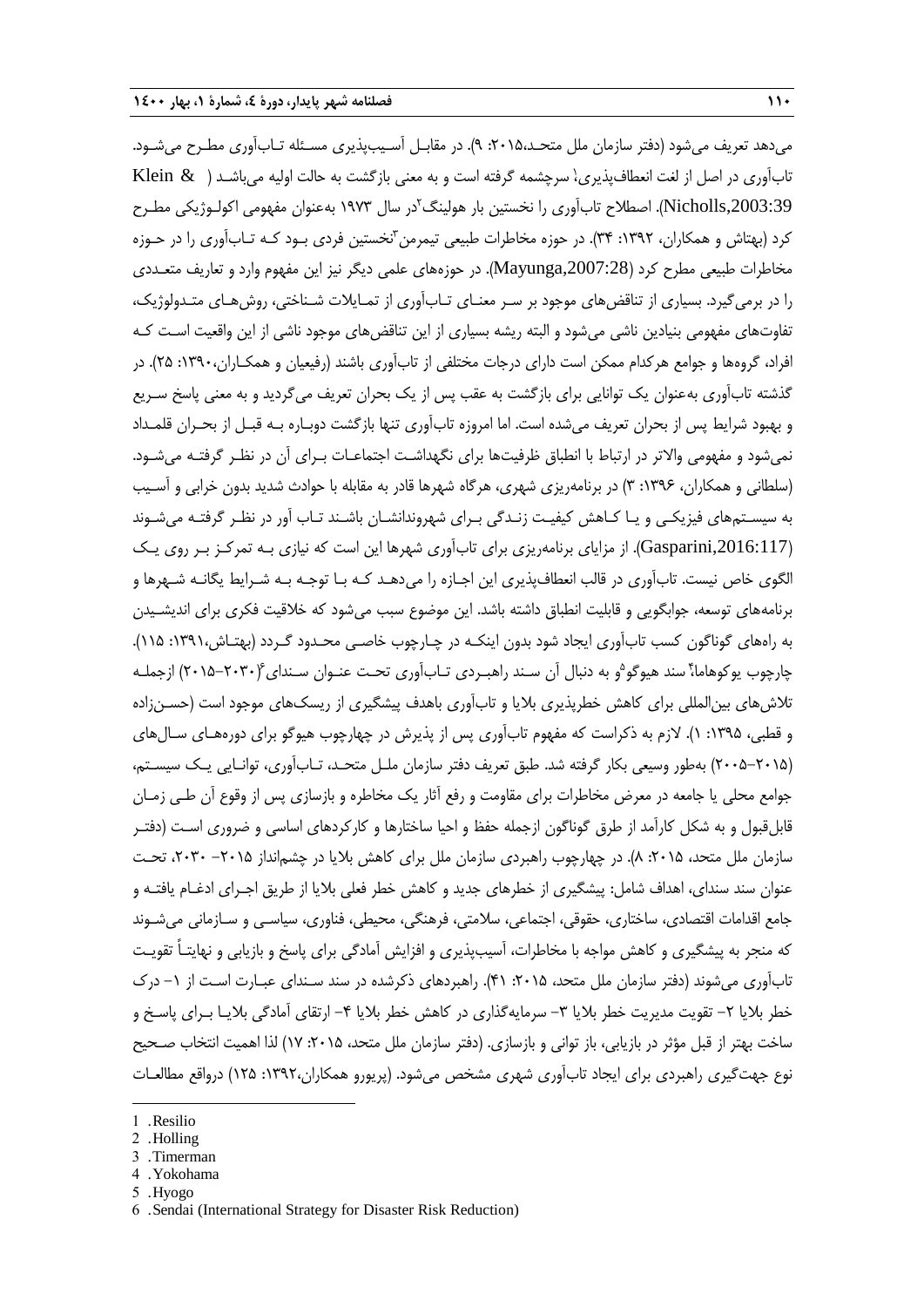می‌دهد تعریف می‌شود (دفتر سازمان ملل متحد،۲۰۱۵: ۹). در مقابل آسیب‌پذیری مسئله تاب‌آوری مطرح می‌شود. تاب‌آوری در اصل از لغت انعطاف‌پذیری[1] سرچشمه گرفته است و به معنی بازگشت به حالت اولیه می‌باشد (Klein & Nicholls,2003:39). اصطلاح تاب‌آوری را نخستین بار هولینگ[2] در سال ۱۹۷۳ به‌عنوان مفهومی اکولوژیکی مطرح کرد (بهتاش و همکاران، ۱۳۹۲: ۳۴). در حوزه مخاطرات طبیعی تیمرمن[3] نخستین فردی بود که تاب‌آوری را در حوزه مخاطرات طبیعی مطرح کرد (Mayunga,2007:28). در حوزه‌های علمی دیگر نیز این مفهوم وارد و تعاریف متعددی را در برمی‌گیرد. بسیاری از تناقض‌های موجود بر سر معنای تاب‌آوری از تمایلات شناختی، روش‌های متدولوژیک، تفاوت‌های مفهومی بنیادین ناشی می‌شود و البته ریشه بسیاری از این تناقض‌های موجود ناشی از این واقعیت است که افراد، گروه‌ها و جوامع هرکدام ممکن است دارای درجات مختلفی از تاب‌آوری باشند (رفیعیان و همکاران،۱۳۹۰: ۲۵). در گذشته تاب‌آوری به‌عنوان یک توانایی برای بازگشت به عقب پس از یک بحران تعریف می‌گردید و به معنی پاسخ سریع و بهبود شرایط پس از بحران تعریف می‌شده است. اما امروزه تاب‌آوری تنها بازگشت دوباره به قبل از بحران قلمداد نمی‌شود و مفهومی والاتر در ارتباط با انطباق ظرفیت‌ها برای نگهداشت اجتماعات برای آن در نظر گرفته می‌شود. (سلطانی و همکاران، ۱۳۹۶: ۳) در برنامه‌ریزی شهری، هرگاه شهرها قادر به مقابله با حوادث شدید بدون خرابی و آسیب به سیستم‌های فیزیکی و یا کاهش کیفیت زندگی برای شهروندانشان باشند تاب آور در نظر گرفته می‌شوند (Gasparini,2016:117). از مزایای برنامه‌ریزی برای تاب‌آوری شهرها این است که نیازی به تمرکز بر روی یک الگوی خاص نیست. تاب‌آوری در قالب انعطاف‌پذیری این اجازه را می‌دهد که با توجه به شرایط یگانه شهرها و برنامه‌های توسعه، جوابگویی و قابلیت انطباق داشته باشد. این موضوع سبب می‌شود که خلاقیت فکری برای اندیشیدن به راه‌های گوناگون کسب تاب‌آوری ایجاد شود بدون اینکه در چارچوب خاصی محدود گردد (بهتاش،۱۳۹۱: ۱۱۵). چارچوب یوکوهاما[4]، سند هیوگو[5] و به دنبال آن سند راهبردی تاب‌آوری تحت عنوان سندای[6] (۲۰۳۰-۲۰۱۵) ازجمله تلاش‌های بین‌المللی برای کاهش خطرپذیری بلایا و تاب‌آوری باهدف پیشگیری از ریسک‌های موجود است (حسن‌زاده و قطبی، ۱۳۹۵: ۱). لازم به ذکراست که مفهوم تاب‌آوری پس از پذیرش در چهارچوب هیوگو برای دوره‌های سال‌های (۲۰۱۵-۲۰۰۵) به‌طور وسیعی بکار گرفته شد. طبق تعریف دفتر سازمان ملل متحد، تاب‌آوری، توانایی یک سیستم، جوامع محلی یا جامعه در معرض مخاطرات برای مقاومت و رفع آثار یک مخاطره و بازسازی پس از وقوع آن طی زمان قابل‌قبول و به شکل کارآمد از طرق گوناگون ازجمله حفظ و احیا ساختارها و کارکردهای اساسی و ضروری است (دفتر سازمان ملل متحد، ۲۰۱۵: ۸). در چهارچوب راهبردی سازمان ملل برای کاهش بلایا در چشم‌انداز ۲۰۱۵- ۲۰۳۰، تحت عنوان سند سندای، اهداف شامل: پیشگیری از خطرهای جدید و کاهش خطر فعلی بلایا از طریق اجرای ادغام یافته و جامع اقدامات اقتصادی، ساختاری، حقوقی، اجتماعی، سلامتی، فرهنگی، محیطی، فناوری، سیاسی و سازمانی می‌شوند که منجر به پیشگیری و کاهش مواجه با مخاطرات، آسیب‌پذیری و افزایش آمادگی برای پاسخ و بازیابی و نهایتاً تقویت تاب‌آوری می‌شوند (دفتر سازمان ملل متحد، ۲۰۱۵: ۴۱). راهبردهای ذکرشده در سند سندای عبارت است از ۱- درک خطر بلایا ۲- تقویت مدیریت خطر بلایا ۳- سرمایه‌گذاری در کاهش خطر بلایا ۴- ارتقای آمادگی بلایا برای پاسخ و ساخت بهتر از قبل مؤثر در بازیابی، باز توانی و بازسازی. (دفتر سازمان ملل متحد، ۲۰۱۵: ۱۷) لذا اهمیت انتخاب صحیح نوع جهت‌گیری راهبردی برای ایجاد تاب‌آوری شهری مشخص می‌شود. (پریورو همکاران،۱۳۹۲: ۱۲۵) درواقع مطالعات

---

1 .Resilio
2 .Holling
3 .Timerman
4 .Yokohama
5 .Hyogo
6 .Sendai (International Strategy for Disaster Risk Reduction)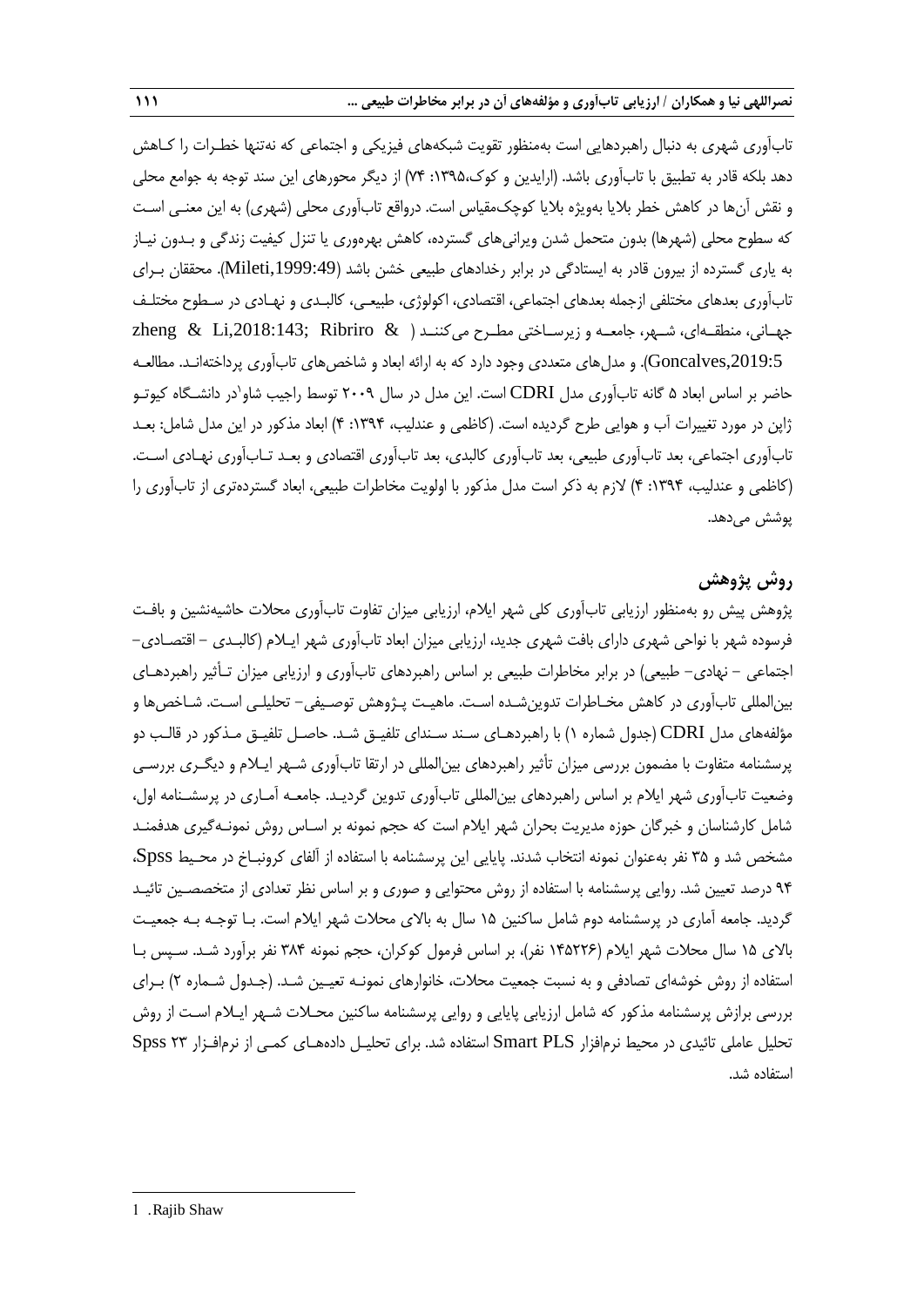تاب‌آوری شهری به دنبال راهبردهایی است به‌منظور تقویت شبکه‌های فیزیکی و اجتماعی که نه‌تنها خطرات را کاهش دهد بلکه قادر به تطبیق با تاب‌آوری باشد. (ارایدین و کوک،۱۳۹۵: ۷۴) از دیگر محورهای این سند توجه به جوامع محلی و نقش آن‌ها در کاهش خطر بلایا به‌ویژه بلایا کوچک‌مقیاس است. درواقع تاب‌آوری محلی (شهری) به این معنی است که سطوح محلی (شهرها) بدون متحمل شدن ویرانی‌های گسترده، کاهش بهره‌وری یا تنزل کیفیت زندگی و بدون نیاز به یاری گسترده از بیرون قادر به ایستادگی در برابر رخدادهای طبیعی خشن باشد (Mileti,1999:49). محققان برای تاب‌آوری بعدهای مختلفی ازجمله بعدهای اجتماعی، اقتصادی، اکولوژی، طبیعی، کالبدی و نهادی در سطوح مختلف جهانی، منطقه‌ای، شهر، جامعه و زیرساختی مطرح می‌کنند (zheng & Li,2018:143; Ribriro & Goncalves,2019:5). و مدل‌های متعددی وجود دارد که به ارائه ابعاد و شاخص‌های تاب‌آوری پرداخته‌اند. مطالعه حاضر بر اساس ابعاد ۵ گانه تاب‌آوری مدل CDRI است. این مدل در سال ۲۰۰۹ توسط راجیب شاو[1] در دانشگاه کیوتو ژاپن در مورد تغییرات آب و هوایی طرح گردیده است. (کاظمی و عندلیب، ۱۳۹۴: ۴) ابعاد مذکور در این مدل شامل: بعد تاب‌آوری اجتماعی، بعد تاب‌آوری طبیعی، بعد تاب‌آوری کالبدی، بعد تاب‌آوری اقتصادی و بعد تاب‌آوری نهادی است. (کاظمی و عندلیب، ۱۳۹۴: ۴) لازم به ذکر است مدل مذکور با اولویت مخاطرات طبیعی، ابعاد گسترده‌تری از تاب‌آوری را پوشش می‌دهد.

## روش پژوهش

پژوهش پیش رو به‌منظور ارزیابی تاب‌آوری کلی شهر ایلام، ارزیابی میزان تفاوت تاب‌آوری محلات حاشیه‌نشین و بافت فرسوده شهر با نواحی شهری دارای بافت شهری جدید، ارزیابی میزان ابعاد تاب‌آوری شهر ایلام (کالبدی – اقتصادی– اجتماعی – نهادی– طبیعی) در برابر مخاطرات طبیعی بر اساس راهبردهای تاب‌آوری و ارزیابی میزان تأثیر راهبردهای بین‌المللی تاب‌آوری در کاهش مخاطرات تدوین‌شده است. ماهیت پژوهش توصیفی- تحلیلی است. شاخص‌ها و مؤلفه‌های مدل CDRI (جدول شماره ۱) با راهبردهای سند سندای تلفیق شد. حاصل تلفیق مذکور در قالب دو پرسشنامه متفاوت با مضمون بررسی میزان تأثیر راهبردهای بین‌المللی در ارتقا تاب‌آوری شهر ایلام و دیگری بررسی وضعیت تاب‌آوری شهر ایلام بر اساس راهبردهای بین‌المللی تاب‌آوری تدوین گردید. جامعه آماری در پرسشنامه اول، شامل کارشناسان و خبرگان حوزه مدیریت بحران شهر ایلام است که حجم نمونه بر اساس روش نمونه‌گیری هدفمند مشخص شد و ۳۵ نفر به‌عنوان نمونه انتخاب شدند. پایایی این پرسشنامه با استفاده از آلفای کرونباخ در محیط Spss، ۹۴ درصد تعیین شد. روایی پرسشنامه با استفاده از روش محتوایی و صوری و بر اساس نظر تعدادی از متخصصین تائید گردید. جامعه آماری در پرسشنامه دوم شامل ساکنین ۱۵ سال به بالای محلات شهر ایلام است. با توجه به جمعیت بالای ۱۵ سال محلات شهر ایلام (۱۴۵۲۲۶ نفر)، بر اساس فرمول کوکران، حجم نمونه ۳۸۴ نفر برآورد شد. سپس با استفاده از روش خوشه‌ای تصادفی و به نسبت جمعیت محلات، خانوارهای نمونه تعیین شد. (جدول شماره ۲) برای بررسی برازش پرسشنامه مذکور که شامل ارزیابی پایایی و روایی پرسشنامه ساکنین محلات شهر ایلام است از روش تحلیل عاملی تائیدی در محیط نرم‌افزار Smart PLS استفاده شد. برای تحلیل داده‌های کمی از نرم‌افزار Spss ۲۳ استفاده شد.

---

1 . Rajib Shaw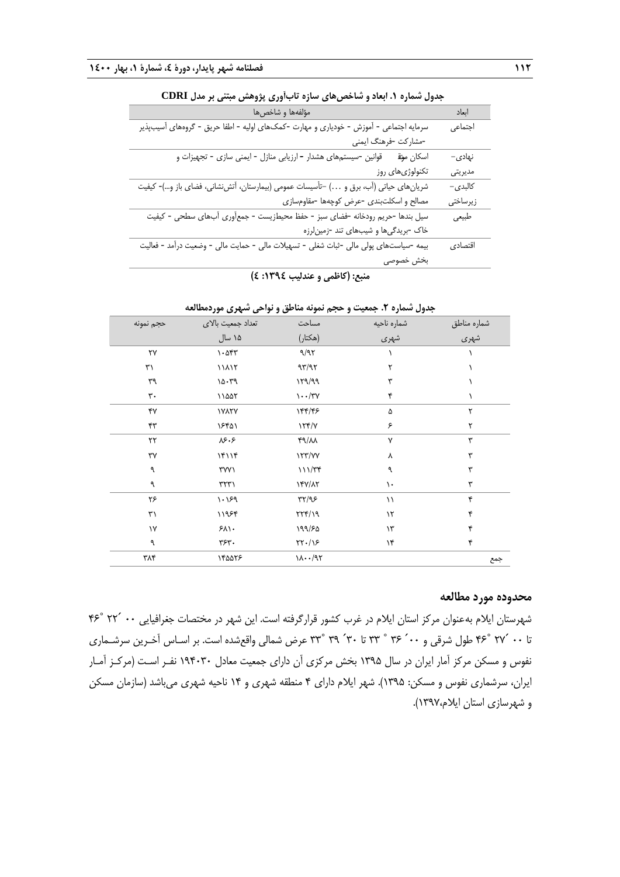**جدول شماره ۱. ابعاد و شاخص‌های سازه تاب‌آوری پژوهش مبتنی بر مدل CDRI**

| ابعاد | مؤلفه‌ها و شاخص‌ها |
|---|---|
| اجتماعی | سرمایه اجتماعی - آموزش - خودیاری و مهارت -کمک‌های اولیه - اطفا حریق - گروه‌های آسیب‌پذیر -مشارکت -فرهنگ ایمنی |
| نهادی- مدیریتی | اسکان موقت قوانین -سیستم‌های هشدار - ارزیابی منازل - ایمنی سازی - تجهیزات و تکنولوژی‌های روز |
| کالبدی- زیرساختی | شریان‌های حیاتی (آب، برق و …) -تأسیسات عمومی (بیمارستان، آتش‌نشانی، فضای باز و...)- کیفیت مصالح و اسکلت‌بندی -عرض کوچه‌ها -مقاوم‌سازی |
| طبیعی | سیل بندها -حریم رودخانه -فضای سبز - حفظ محیط‌زیست - جمع‌آوری آب‌های سطحی - کیفیت خاک -بریدگی‌ها و شیب‌های تند -زمین‌لرزه |
| اقتصادی | بیمه -سیاست‌های پولی مالی -ثبات شغلی - تسهیلات مالی - حمایت مالی - وضعیت درآمد - فعالیت بخش خصوصی |

**منبع: (کاظمی و عندلیب ۱۳۹٤: ٤)**

**جدول شماره ۲. جمعیت و حجم نمونه مناطق و نواحی شهری موردمطالعه**

| شماره مناطق شهری | شماره ناحیه شهری | مساحت (هکتار) | تعداد جمعیت بالای ۱۵ سال | حجم نمونه |
|---|---|---|---|---|
| ۱ | ۱ | ۹/۹۲ | ۱۰۵۴۳ | ۲۷ |
| ۱ | ۲ | ۹۳/۹۲ | ۱۱۸۱۲ | ۳۱ |
| ۱ | ۳ | ۱۲۹/۹۹ | ۱۵۰۳۹ | ۳۹ |
| ۱ | ۴ | ۱۰۰/۳۷ | ۱۱۵۵۲ | ۳۰ |
| ۲ | ۵ | ۱۴۴/۴۶ | ۱۷۸۲۷ | ۴۷ |
| ۲ | ۶ | ۱۲۴/۷ | ۱۶۴۵۱ | ۴۳ |
| ۳ | ۷ | ۴۹/۸۸ | ۸۶۰۶ | ۲۲ |
| ۳ | ۸ | ۱۲۳/۷۷ | ۱۴۱۱۴ | ۳۷ |
| ۳ | ۹ | ۱۱۱/۳۴ | ۳۷۷۱ | ۹ |
| ۳ | ۱۰ | ۱۴۷/۸۲ | ۳۲۳۱ | ۹ |
| ۴ | ۱۱ | ۳۲/۹۶ | ۱۰۱۶۹ | ۲۶ |
| ۴ | ۱۲ | ۲۲۴/۱۹ | ۱۱۹۶۴ | ۳۱ |
| ۴ | ۱۳ | ۱۹۹/۶۵ | ۶۸۱۰ | ۱۷ |
| ۴ | ۱۴ | ۲۲۰/۱۶ | ۳۶۳۰ | ۹ |
| جمع | | ۱۸۰۰/۹۲ | ۱۴۵۵۲۶ | ۳۸۴ |

## محدوده مورد مطالعه

شهرستان ایلام به‌عنوان مرکز استان ایلام در غرب کشور قرارگرفته است. این شهر در مختصات جغرافیایی ۰۰ ´۲۲ °۴۶ تا ۰۰ ´۲۷ °۴۶ طول شرقی و ۰۰´ ۳۶ ° ۳۳ تا ۳۰ ´ ۳۹ °۳۳ عرض شمالی واقع‌شده است. بر اساس آخرین سرشماری نفوس و مسکن مرکز آمار ایران در سال ۱۳۹۵ بخش مرکزی آن دارای جمعیت معادل ۱۹۴۰۳۰ نفر است (مرکز آمار ایران، سرشماری نفوس و مسکن: ۱۳۹۵). شهر ایلام دارای ۴ منطقه شهری و ۱۴ ناحیه شهری می‌باشد (سازمان مسکن و شهرسازی استان ایلام،۱۳۹۷).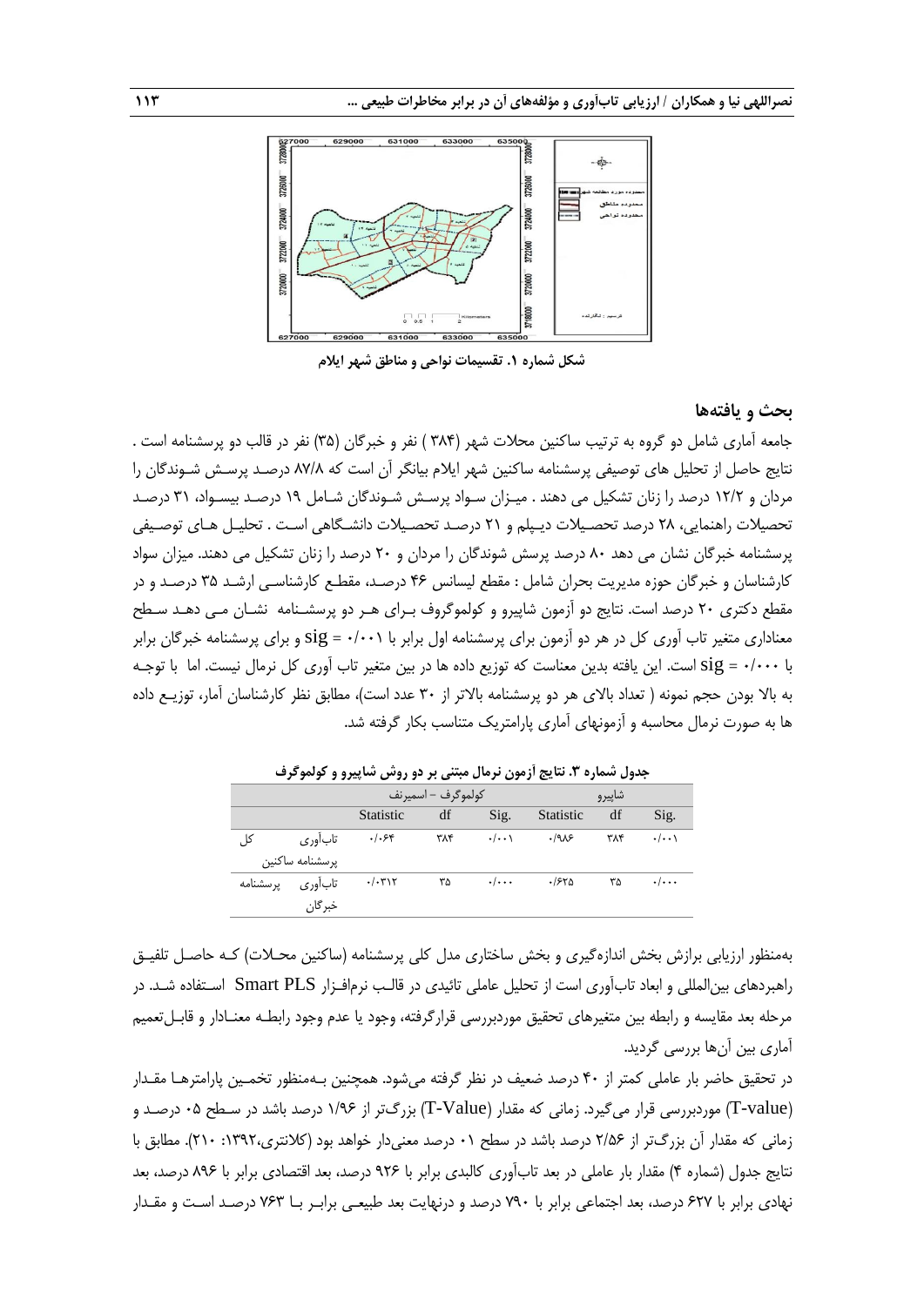شکل شماره ۱. تقسیمات نواحی و مناطق شهر ایلام

## بحث و یافته‌ها

جامعه آماری شامل دو گروه به ترتیب ساکنین محلات شهر (۳۸۴ ) نفر و خبرگان (۳۵) نفر در قالب دو پرسشنامه است . نتایج حاصل از تحلیل های توصیفی پرسشنامه ساکنین شهر ایلام بیانگر آن است که ۸۷/۸ درصد پرسش شوندگان را مردان و ۱۲/۲ درصد را زنان تشکیل می دهند . میزان سواد پرسش شوندگان شامل ۱۹ درصد بیسواد، ۳۱ درصد تحصیلات راهنمایی، ۲۸ درصد تحصیلات دیپلم و ۲۱ درصد تحصیلات دانشگاهی است . تحلیل های توصیفی پرسشنامه خبرگان نشان می دهد ۸۰ درصد پرسش شوندگان را مردان و ۲۰ درصد را زنان تشکیل می دهند. میزان سواد کارشناسان و خبرگان حوزه مدیریت بحران شامل : مقطع لیسانس ۴۶ درصد، مقطع کارشناسی ارشد ۳۵ درصد و در مقطع دکتری ۲۰ درصد است. نتایج دو آزمون شاپیرو و کولموگروف برای هر دو پرسشنامه نشان می دهد سطح معناداری متغیر تاب آوری کل در هر دو آزمون برای پرسشنامه اول برابر با ۰/۰۰۱ = sig و برای پرسشنامه خبرگان برابر با ۰/۰۰۰ = sig است. این یافته بدین معناست که توزیع داده ها در بین متغیر تاب آوری کل نرمال نیست. اما با توجه به بالا بودن حجم نمونه ( تعداد بالای هر دو پرسشنامه بالاتر از ۳۰ عدد است)، مطابق نظر کارشناسان آمار، توزیع داده ها به صورت نرمال محاسبه و آزمونهای آماری پارامتریک متناسب بکار گرفته شد.

جدول شماره ۳. نتایج آزمون نرمال مبتنی بر دو روش شاپیرو و کولموگرف

| | | کولموگرف – اسمیرنف | | | شاپیرو | | |
|---|---|---|---|---|---|---|---|
| | | Statistic | df | Sig. | Statistic | df | Sig. |
| کل | تاب‌آوری پرسشنامه ساکنین | ۰/۰۶۴ | ۳۸۴ | ۰/۰۰۱ | ۰/۹۸۶ | ۳۸۴ | ۰/۰۰۱ |
| پرسشنامه | تاب‌آوری خبرگان | ۰/۰۳۱۲ | ۳۵ | ۰/۰۰۰ | ۰/۶۲۵ | ۳۵ | ۰/۰۰۰ |

به‌منظور ارزیابی برازش بخش اندازه‌گیری و بخش ساختاری مدل کلی پرسشنامه (ساکنین محلات) که حاصل تلفیق راهبردهای بین‌المللی و ابعاد تاب‌آوری است از تحلیل عاملی تائیدی در قالب نرم‌افزار Smart PLS استفاده شد. در مرحله بعد مقایسه و رابطه بین متغیرهای تحقیق موردبررسی قرارگرفته، وجود یا عدم وجود رابطه معنادار و قابل‌تعمیم آماری بین آن‌ها بررسی گردید.

در تحقیق حاضر بار عاملی کمتر از ۴۰ درصد ضعیف در نظر گرفته می‌شود. همچنین به‌منظور تخمین پارامترها مقدار (T-value) موردبررسی قرار می‌گیرد. زمانی که مقدار (T-Value) بزرگ‌تر از ۱/۹۶ درصد باشد در سطح ۰۵ درصد و زمانی که مقدار آن بزرگ‌تر از ۲/۵۶ درصد باشد در سطح ۰۱ درصد معنی‌دار خواهد بود (کلانتری،۱۳۹۲: ۲۱۰). مطابق با نتایج جدول (شماره ۴) مقدار بار عاملی در بعد تاب‌آوری کالبدی برابر با ۹۲۶ درصد، بعد اقتصادی برابر با ۸۹۶ درصد، بعد نهادی برابر با ۶۲۷ درصد، بعد اجتماعی برابر با ۷۹۰ درصد و درنهایت بعد طبیعی برابر با ۷۶۳ درصد است و مقدار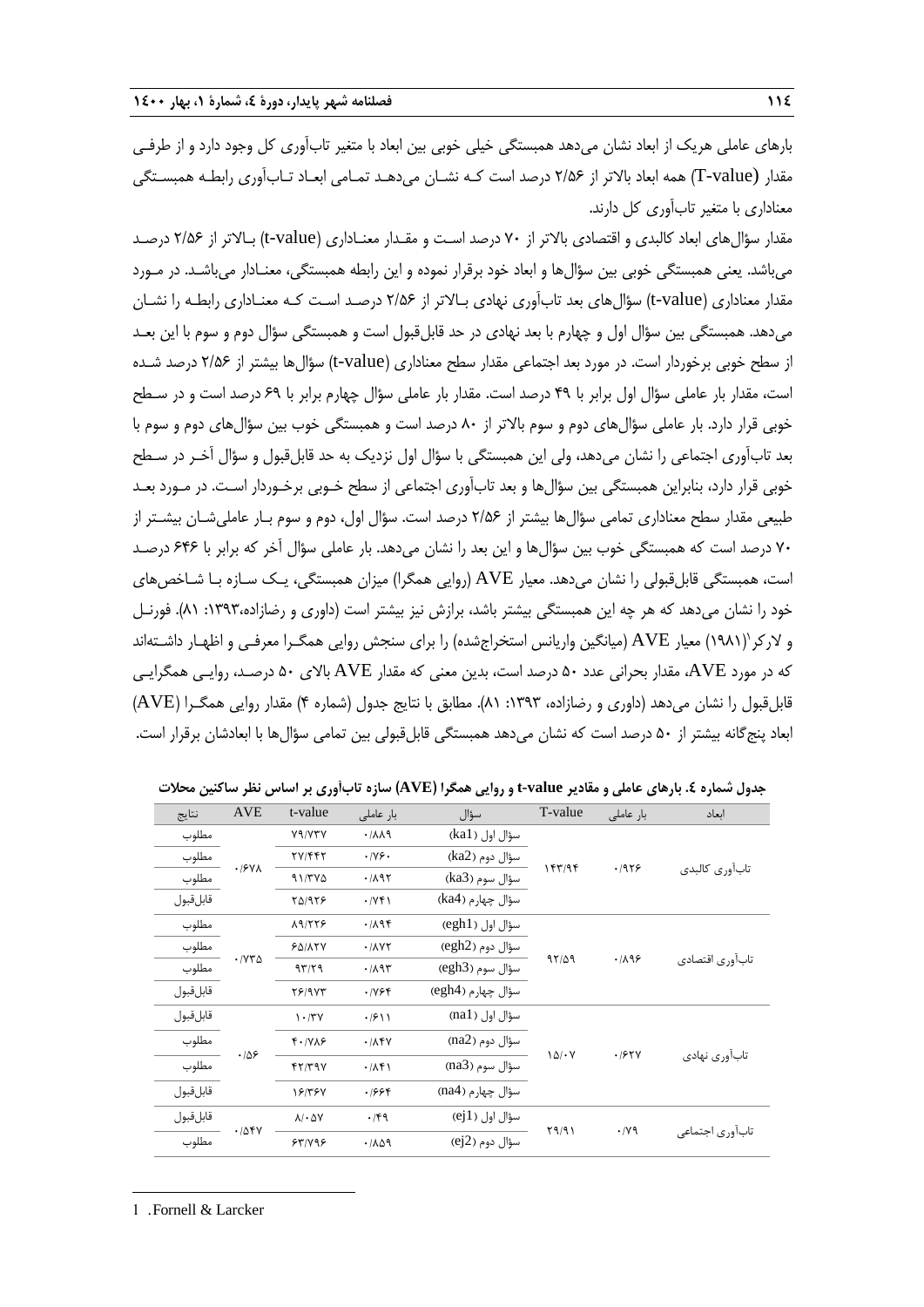بارهای عاملی هریک از ابعاد نشان می‌دهد همبستگی خیلی خوبی بین ابعاد با متغیر تاب‌آوری کل وجود دارد و از طرفی مقدار (T-value) همه ابعاد بالاتر از ۲/۵۶ درصد است که نشان می‌دهد تمامی ابعاد تاب‌آوری رابطه همبستگی معناداری با متغیر تاب‌آوری کل دارند.

مقدار سؤال‌های ابعاد کالبدی و اقتصادی بالاتر از ۷۰ درصد است و مقدار معناداری (t-value) بالاتر از ۲/۵۶ درصد می‌باشد. یعنی همبستگی خوبی بین سؤال‌ها و ابعاد خود برقرار نموده و این رابطه همبستگی، معنادار می‌باشد. در مورد مقدار معناداری (t-value) سؤال‌های بعد تاب‌آوری نهادی بالاتر از ۲/۵۶ درصد است که معناداری رابطه را نشان می‌دهد. همبستگی بین سؤال اول و چهارم با بعد نهادی در حد قابل‌قبول است و همبستگی سؤال دوم و سوم با این بعد از سطح خوبی برخوردار است. در مورد بعد اجتماعی مقدار سطح معناداری (t-value) سؤال‌ها بیشتر از ۲/۵۶ درصد شده است، مقدار بار عاملی سؤال اول برابر با ۴۹ درصد است. مقدار بار عاملی سؤال چهارم برابر با ۶۹ درصد است و در سطح خوبی قرار دارد. بار عاملی سؤال‌های دوم و سوم بالاتر از ۸۰ درصد است و همبستگی خوب بین سؤال‌های دوم و سوم با بعد تاب‌آوری اجتماعی را نشان می‌دهد، ولی این همبستگی با سؤال اول نزدیک به حد قابل‌قبول و سؤال آخر در سطح خوبی قرار دارد، بنابراین همبستگی بین سؤال‌ها و بعد تاب‌آوری اجتماعی از سطح خوبی برخوردار است. در مورد بعد طبیعی مقدار سطح معناداری تمامی سؤال‌ها بیشتر از ۲/۵۶ درصد است. سؤال اول، دوم و سوم بار عاملی‌شان بیشتر از ۷۰ درصد است که همبستگی خوب بین سؤال‌ها و این بعد را نشان می‌دهد. بار عاملی سؤال آخر که برابر با ۶۴۶ درصد است، همبستگی قابل‌قبولی را نشان می‌دهد. معیار AVE (روایی همگرا) میزان همبستگی، یک سازه با شاخص‌های خود را نشان می‌دهد که هر چه این همبستگی بیشتر باشد، برازش نیز بیشتر است (داوری و رضازاده،۱۳۹۳: ۸۱). فورنل و لارکر[1](۱۹۸۱) معیار AVE (میانگین واریانس استخراج‌شده) را برای سنجش روایی همگرا معرفی و اظهار داشته‌اند که در مورد AVE، مقدار بحرانی عدد ۵۰ درصد است، بدین معنی که مقدار AVE بالای ۵۰ درصد، روایی همگرایی قابل‌قبول را نشان می‌دهد (داوری و رضازاده، ۱۳۹۳: ۸۱). مطابق با نتایج جدول (شماره ۴) مقدار روایی همگرا (AVE) ابعاد پنج‌گانه بیشتر از ۵۰ درصد است که نشان می‌دهد همبستگی قابل‌قبولی بین تمامی سؤال‌ها با ابعادشان برقرار است.

**جدول شماره ٤. بارهای عاملی و مقادیر t-value و روایی همگرا (AVE) سازه تاب‌آوری بر اساس نظر ساکنین محلات**

| ابعاد | بار عاملی | T-value | سؤال | بار عاملی | t-value | AVE | نتایج |
|---|---|---|---|---|---|---|---|
| تاب‌آوری کالبدی | ۰/۹۲۶ | ۱۴۳/۹۴ | سؤال اول (ka1) | ۰/۸۸۹ | ۷۹/۷۳۷ | ۰/۶۷۸ | مطلوب |
| | | | سؤال دوم (ka2) | ۰/۷۶۰ | ۲۷/۴۴۲ | | مطلوب |
| | | | سؤال سوم (ka3) | ۰/۸۹۲ | ۹۱/۳۷۵ | | مطلوب |
| | | | سؤال چهارم (ka4) | ۰/۷۴۱ | ۲۵/۹۲۶ | | قابل‌قبول |
| تاب‌آوری اقتصادی | ۰/۸۹۶ | ۹۲/۵۹ | سؤال اول (egh1) | ۰/۸۹۴ | ۸۹/۲۲۶ | ۰/۷۳۵ | مطلوب |
| | | | سؤال دوم (egh2) | ۰/۸۷۲ | ۶۵/۸۲۷ | | مطلوب |
| | | | سؤال سوم (egh3) | ۰/۸۹۳ | ۹۳/۲۹ | | مطلوب |
| | | | سؤال چهارم (egh4) | ۰/۷۶۴ | ۲۶/۹۷۳ | | قابل‌قبول |
| تاب‌آوری نهادی | ۰/۶۲۷ | ۱۵/۰۷ | سؤال اول (na1) | ۰/۶۱۱ | ۱۰/۳۷ | ۰/۵۶ | قابل‌قبول |
| | | | سؤال دوم (na2) | ۰/۸۴۷ | ۴۰/۷۸۶ | | مطلوب |
| | | | سؤال سوم (na3) | ۰/۸۴۱ | ۴۲/۳۹۷ | | مطلوب |
| | | | سؤال چهارم (na4) | ۰/۶۶۴ | ۱۶/۳۶۷ | | قابل‌قبول |
| تاب‌آوری اجتماعی | ۰/۷۹ | ۲۹/۹۱ | سؤال اول (ej1) | ۰/۴۹ | ۸/۰۵۷ | ۰/۵۴۷ | قابل‌قبول |
| | | | سؤال دوم (ej2) | ۰/۸۵۹ | ۶۳/۷۹۶ | | مطلوب |

1 . Fornell & Larcker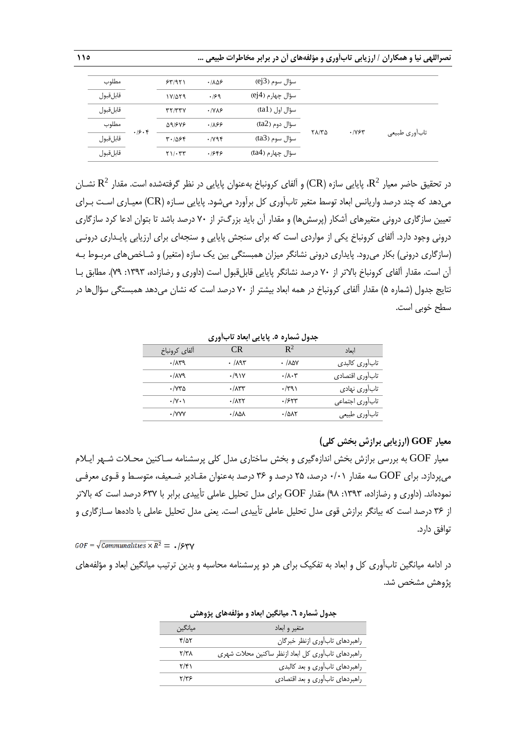| | | | | | | |
|---|---|---|---|---|---|---|
| | | | سؤال سوم (ej3) | ۰/۸۵۶ | ۶۳/۹۲۱ | مطلوب |
| | | | سؤال چهارم (ej4) | ۰/۶۹ | ۱۷/۵۲۹ | قابل‌قبول |
| تاب‌آوری طبیعی | ۰/۷۶۳ | ۲۸/۳۵ | سؤال اول (ta1) | ۰/۷۸۶ | ۳۲/۳۳۷ | قابل‌قبول |
| | | | سؤال دوم (ta2) | ۰/۸۶۶ | ۵۹/۶۷۶ | مطلوب |
| | | | سؤال سوم (ta3) | ۰/۷۹۴ | ۳۰/۵۶۴ | قابل‌قبول |
| | | | سؤال چهارم (ta4) | ۰/۶۴۶ | ۲۱/۰۳۳ | قابل‌قبول |

(مقدار ۰/۶۰۴ برای سؤالات تاب‌آوری طبیعی درج شده است.)

در تحقیق حاضر معیار $R^2$، پایایی سازه (CR) و آلفای کرونباخ به‌عنوان پایایی در نظر گرفته‌شده است. مقدار $R^2$ نشان می‌دهد که چند درصد واریانس ابعاد توسط متغیر تاب‌آوری کل برآورد می‌شود. پایایی سازه (CR) معیاری است برای تعیین سازگاری درونی متغیرهای آشکار (پرسش‌ها) و مقدار آن باید بزرگ‌تر از ۷۰ درصد باشد تا بتوان ادعا کرد سازگاری درونی وجود دارد. آلفای کرونباخ یکی از مواردی است که برای سنجش پایایی و سنجه‌ای برای ارزیابی پایداری درونی (سازگاری درونی) بکار می‌رود. پایداری درونی نشانگر میزان همبستگی بین یک سازه (متغیر) و شاخص‌های مربوط به آن است. مقدار آلفای کرونباخ بالاتر از ۷۰ درصد نشانگر پایایی قابل‌قبول است (داوری و رضازاده، ۱۳۹۳: ۷۹). مطابق با نتایج جدول (شماره ۵) مقدار آلفای کرونباخ در همه ابعاد بیشتر از ۷۰ درصد است که نشان می‌دهد همبستگی سؤال‌ها در سطح خوبی است.

**جدول شماره ۵. پایایی ابعاد تاب‌آوری**

| ابعاد | $R^2$ | CR | آلفای کرونباخ |
|---|---|---|---|
| تاب‌آوری کالبدی | ۰/۸۵۷ | ۰/۸۹۳ | ۰/۸۳۹ |
| تاب‌آوری اقتصادی | ۰/۸۰۳ | ۰/۹۱۷ | ۰/۸۷۹ |
| تاب‌آوری نهادی | ۰/۳۹۱ | ۰/۸۳۳ | ۰/۷۳۵ |
| تاب‌آوری اجتماعی | ۰/۶۲۳ | ۰/۸۲۲ | ۰/۷۰۱ |
| تاب‌آوری طبیعی | ۰/۵۸۲ | ۰/۸۵۸ | ۰/۷۷۷ |

### معیار GOF (ارزیابی برازش بخش کلی)

معیار GOF به بررسی برازش بخش اندازه‌گیری و بخش ساختاری مدل کلی پرسشنامه ساکنین محلات شهر ایلام می‌پردازد. برای GOF سه مقدار ۰/۰۱ درصد، ۲۵ درصد و ۳۶ درصد به‌عنوان مقادیر ضعیف، متوسط و قوی معرفی نموده‌اند. (داوری و رضازاده، ۱۳۹۳: ۹۸) مقدار GOF برای مدل تحلیل عاملی تأییدی برابر با ۶۳۷ درصد است که بالاتر از ۳۶ درصد است که بیانگر برازش قوی مدل تحلیل عاملی تأییدی است. یعنی مدل تحلیل عاملی با داده‌ها سازگاری و توافق دارد.

$$GOF = \sqrt{Communalities \times \overline{R^2}} = ۰/۶۳۷$$

در ادامه میانگین تاب‌آوری کل و ابعاد به تفکیک برای هر دو پرسشنامه محاسبه و بدین ترتیب میانگین ابعاد و مؤلفه‌های پژوهش مشخص شد.

**جدول شماره ٦. میانگین ابعاد و مؤلفه‌های پژوهش**

| متغیر و ابعاد | میانگین |
|---|---|
| راهبردهای تاب‌آوری ازنظر خبرگان | ۴/۵۲ |
| راهبردهای تاب‌آوری کل ابعاد ازنظر ساکنین محلات شهری | ۲/۳۸ |
| راهبردهای تاب‌آوری و بعد کالبدی | ۲/۴۱ |
| راهبردهای تاب‌آوری و بعد اقتصادی | ۲/۳۶ |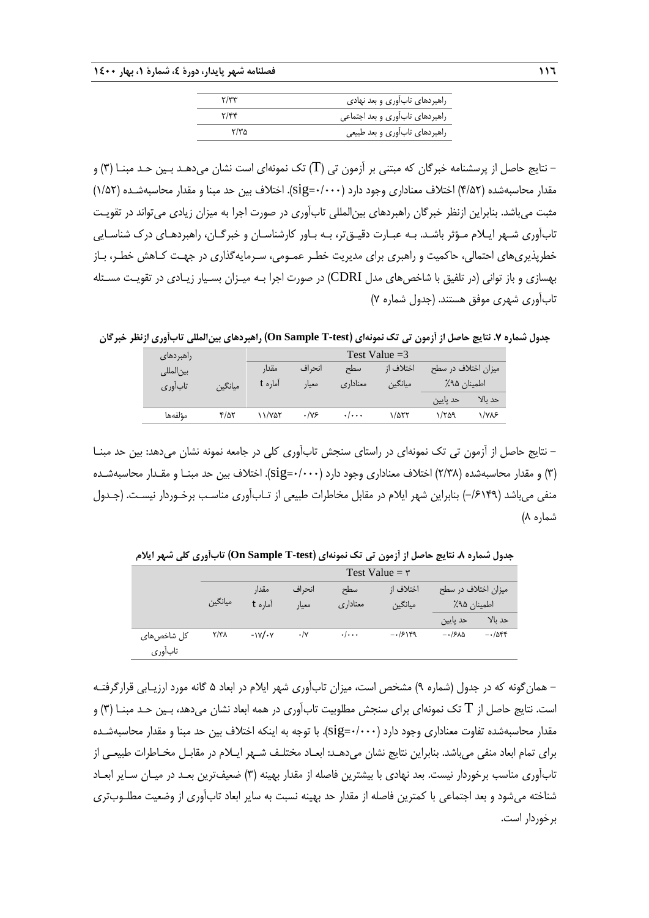| راهبردهای تاب‌آوری و بعد نهادی | ۲/۳۳ |
|---|---|
| راهبردهای تاب‌آوری و بعد اجتماعی | ۲/۴۴ |
| راهبردهای تاب‌آوری و بعد طبیعی | ۲/۳۵ |

– نتایج حاصل از پرسشنامه خبرگان که مبتنی بر آزمون تی (T) تک نمونه‌ای است نشان می‌دهد بین حد مبنا (۳) و مقدار محاسبه‌شده (۴/۵۲) اختلاف معناداری وجود دارد (sig=۰/۰۰۰). اختلاف بین حد مبنا و مقدار محاسبه‌شده (۱/۵۲) مثبت می‌باشد. بنابراین ازنظر خبرگان راهبردهای بین‌المللی تاب‌آوری در صورت اجرا به میزان زیادی می‌تواند در تقویت تاب‌آوری شهر ایلام مؤثر باشد. به عبارت دقیق‌تر، به باور کارشناسان و خبرگان، راهبردهای درک شناسایی خطرپذیری‌های احتمالی، حاکمیت و راهبری برای مدیریت خطر عمومی، سرمایه‌گذاری در جهت کاهش خطر، باز بهسازی و باز توانی (در تلفیق با شاخص‌های مدل CDRI) در صورت اجرا به میزان بسیار زیادی در تقویت مسئله تاب‌آوری شهری موفق هستند. (جدول شماره ۷)

**جدول شماره ۷. نتایج حاصل از آزمون تی تک نمونه‌ای (On Sample T-test) راهبردهای بین‌المللی تاب‌آوری ازنظر خبرگان**

| راهبردهای بین‌المللی تاب‌آوری | Test Value =3 | | | | | | |
|---|---|---|---|---|---|---|---|
| | میانگین | مقدار آماره t | انحراف معیار | سطح معناداری | اختلاف از میانگین | میزان اختلاف در سطح اطمینان ۹۵٪ | |
| | | | | | | حد پایین | حد بالا |
| مؤلفه‌ها | ۴/۵۲ | ۱۱/۷۵۲ | ۰/۷۶ | ۰/۰۰۰ | ۱/۵۲۲ | ۱/۲۵۹ | ۱/۷۸۶ |

– نتایج حاصل از آزمون تی تک نمونه‌ای در راستای سنجش تاب‌آوری کلی در جامعه نمونه نشان می‌دهد: بین حد مبنا (۳) و مقدار محاسبه‌شده (۲/۳۸) اختلاف معناداری وجود دارد (sig=۰/۰۰۰). اختلاف بین حد مبنا و مقدار محاسبه‌شده منفی می‌باشد (۶۱۴۹/–) بنابراین شهر ایلام در مقابل مخاطرات طبیعی از تاب‌آوری مناسب برخوردار نیست. (جدول شماره ۸)

**جدول شماره ۸. نتایج حاصل از آزمون تی تک نمونه‌ای (On Sample T-test) تاب‌آوری کلی شهر ایلام**

| | Test Value = ۳ | | | | | | |
|---|---|---|---|---|---|---|---|
| | میانگین | مقدار آماره t | انحراف معیار | سطح معناداری | اختلاف از میانگین | میزان اختلاف در سطح اطمینان ۹۵٪ | |
| | | | | | | حد پایین | حد بالا |
| کل شاخص‌های تاب‌آوری | ۲/۳۸ | -۱۷/۰۷ | ۰/۷ | ۰/۰۰۰ | -۰/۶۱۴۹ | -۰/۶۸۵ | -۰/۵۴۴ |

– همان‌گونه که در جدول (شماره ۹) مشخص است، میزان تاب‌آوری شهر ایلام در ابعاد ۵ گانه مورد ارزیابی قرارگرفته است. نتایج حاصل از T تک نمونه‌ای برای سنجش مطلوبیت تاب‌آوری در همه ابعاد نشان می‌دهد، بین حد مبنا (۳) و مقدار محاسبه‌شده تفاوت معناداری وجود دارد (sig=۰/۰۰۰). با توجه به اینکه اختلاف بین حد مبنا و مقدار محاسبه‌شده برای تمام ابعاد منفی می‌باشد. بنابراین نتایج نشان می‌دهد: ابعاد مختلف شهر ایلام در مقابل مخاطرات طبیعی از تاب‌آوری مناسب برخوردار نیست. بعد نهادی با بیشترین فاصله از مقدار بهینه (۳) ضعیف‌ترین بعد در میان سایر ابعاد شناخته می‌شود و بعد اجتماعی با کمترین فاصله از مقدار حد بهینه نسبت به سایر ابعاد تاب‌آوری از وضعیت مطلوب‌تری برخوردار است.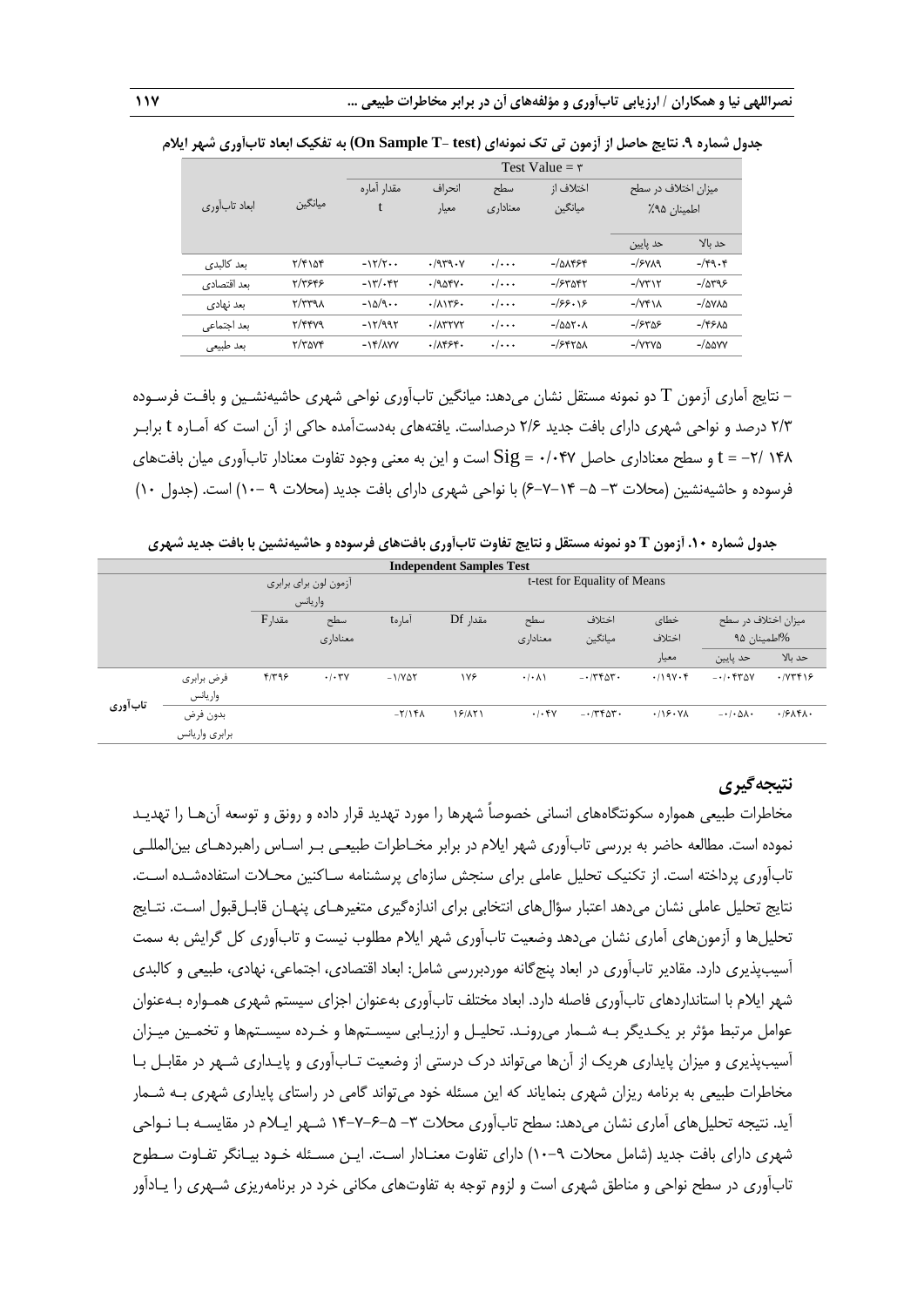**جدول شماره ۹. نتایج حاصل از آزمون تی تک نمونه‌ای (On Sample T- test) به تفکیک ابعاد تاب‌آوری شهر ایلام**

| ابعاد تاب‌آوری | میانگین | Test Value = ۳ | | | | | |
|---|---|---|---|---|---|---|---|
| | | مقدار آماره t | انحراف معیار | سطح معناداری | اختلاف از میانگین | میزان اختلاف در سطح اطمینان ۹۵٪ | |
| | | | | | | حد پایین | حد بالا |
| بعد کالبدی | ۲/۴۱۵۴ | -۱۲/۲۰۰ | ۰/۹۳۹۰۷ | ۰/۰۰۰ | -/۵۸۴۶۴ | -/۶۷۸۹ | -/۴۹۰۴ |
| بعد اقتصادی | ۲/۳۶۴۶ | -۱۳/۰۴۲ | ۰/۹۵۴۷۰ | ۰/۰۰۰ | -/۶۳۵۴۲ | -/۷۳۱۲ | -/۵۳۹۶ |
| بعد نهادی | ۲/۳۳۹۸ | -۱۵/۹۰۰ | ۰/۸۱۳۶۰ | ۰/۰۰۰ | -/۶۶۰۱۶ | -/۷۴۱۸ | -/۵۷۸۵ |
| بعد اجتماعی | ۲/۴۴۷۹ | -۱۲/۹۹۲ | ۰/۸۳۲۷۲ | ۰/۰۰۰ | -/۵۵۲۰۸ | -/۶۳۵۶ | -/۴۶۸۵ |
| بعد طبیعی | ۲/۳۵۷۴ | -۱۴/۸۷۷ | ۰/۸۴۶۴۰ | ۰/۰۰۰ | -/۶۴۲۵۸ | -/۷۲۷۵ | -/۵۵۷۷ |

- نتایج آماری آزمون T دو نمونه مستقل نشان می‌دهد: میانگین تاب‌آوری نواحی شهری حاشیه‌نشین و بافت فرسوده ۲/۳ درصد و نواحی شهری دارای بافت جدید ۲/۶ درصداست. یافته‌های به‌دست‌آمده حاکی از آن است که آماره t برابر ۱۴۸ /۲- = t و سطح معناداری حاصل Sig = ۰/۰۴۷ است و این به معنی وجود تفاوت معنادار تاب‌آوری میان بافت‌های فرسوده و حاشیه‌نشین (محلات ۳- ۵- ۱۴-۷-۶) با نواحی شهری دارای بافت جدید (محلات ۹ -۱۰) است. (جدول ۱۰)

**جدول شماره ۱۰. آزمون T دو نمونه مستقل و نتایج تفاوت تاب‌آوری بافت‌های فرسوده و حاشیه‌نشین با بافت جدید شهری**

| Independent Samples Test | | | | | | | | | | |
|---|---|---|---|---|---|---|---|---|---|---|
| | | آزمون لون برای برابری واریانس | | t-test for Equality of Means | | | | | | |
| | | مقدارF | سطح معناداری | آمارهt | مقدار Df | سطح معناداری | اختلاف میانگین | خطای اختلاف معیار | میزان اختلاف در سطح ۹۵%اطمینان | |
| | | | | | | | | | حد پایین | حد بالا |
| تاب‌آوری | فرض برابری واریانس | ۴/۳۹۶ | ۰/۰۳۷ | -۱/۷۵۲ | ۱۷۶ | ۰/۰۸۱ | -۰/۳۴۵۳۰ | ۰/۱۹۷۰۴ | -۰/۰۴۳۵۷ | ۰/۷۳۴۱۶ |
| | بدون فرض برابری واریانس | | | -۲/۱۴۸ | ۱۶/۸۲۱ | ۰/۰۴۷ | -۰/۳۴۵۳۰ | ۰/۱۶۰۷۸ | -۰/۰۵۸۰ | ۰/۶۸۴۸۰ |

## نتیجه‌گیری

مخاطرات طبیعی همواره سکونتگاه‌های انسانی خصوصاً شهرها را مورد تهدید قرار داده و رونق و توسعه آن‌ها را تهدید نموده است. مطالعه حاضر به بررسی تاب‌آوری شهر ایلام در برابر مخاطرات طبیعی بر اساس راهبردهای بین‌المللی تاب‌آوری پرداخته است. از تکنیک تحلیل عاملی برای سنجش سازه‌ای پرسشنامه ساکنین محلات استفاده‌شده است. نتایج تحلیل عاملی نشان می‌دهد اعتبار سؤال‌های انتخابی برای اندازه‌گیری متغیرهای پنهان قابل‌قبول است. نتایج تحلیل‌ها و آزمون‌های آماری نشان می‌دهد وضعیت تاب‌آوری شهر ایلام مطلوب نیست و تاب‌آوری کل گرایش به سمت آسیب‌پذیری دارد. مقادیر تاب‌آوری در ابعاد پنج‌گانه موردبررسی شامل: ابعاد اقتصادی، اجتماعی، نهادی، طبیعی و کالبدی شهر ایلام با استانداردهای تاب‌آوری فاصله دارد. ابعاد مختلف تاب‌آوری به‌عنوان اجزای سیستم شهری همواره به‌عنوان عوامل مرتبط مؤثر بر یکدیگر به شمار می‌روند. تحلیل و ارزیابی سیستم‌ها و خرده سیستم‌ها و تخمین میزان آسیب‌پذیری و میزان پایداری هریک از آن‌ها می‌تواند درک درستی از وضعیت تاب‌آوری و پایداری شهر در مقابل با مخاطرات طبیعی به برنامه ریزان شهری بنمایاند که این مسئله خود می‌تواند گامی در راستای پایداری شهری به شمار آید. نتیجه تحلیل‌های آماری نشان می‌دهد: سطح تاب‌آوری محلات ۳- ۵-۶-۷-۱۴ شهر ایلام در مقایسه با نواحی شهری دارای بافت جدید (شامل محلات ۹-۱۰) دارای تفاوت معنادار است. این مسئله خود بیانگر تفاوت سطوح تاب‌آوری در سطح نواحی و مناطق شهری است و لزوم توجه به تفاوت‌های مکانی خرد در برنامه‌ریزی شهری را یادآور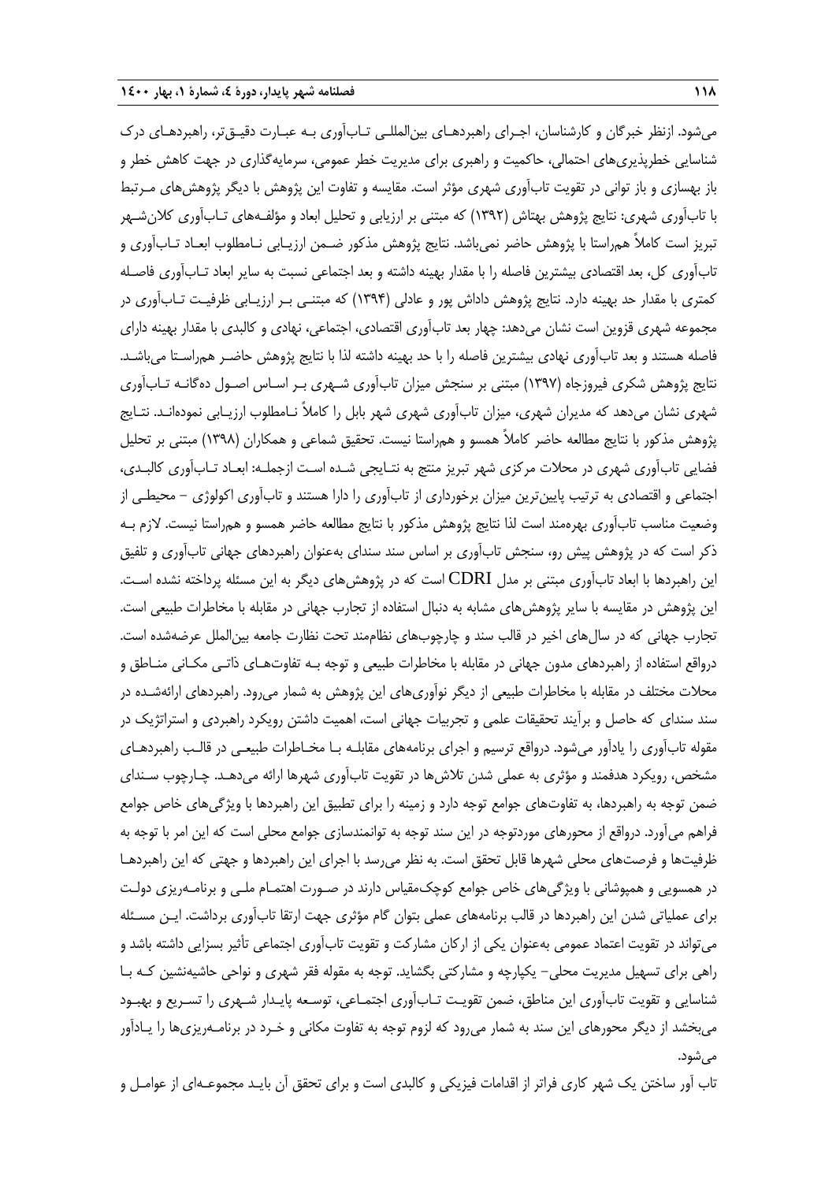می‌شود. ازنظر خبرگان و کارشناسان، اجرای راهبردهای بین‌المللی تاب‌آوری به عبارت دقیق‌تر، راهبردهای درک شناسایی خطرپذیری‌های احتمالی، حاکمیت و راهبری برای مدیریت خطر عمومی، سرمایه‌گذاری در جهت کاهش خطر و باز بهسازی و باز توانی در تقویت تاب‌آوری شهری مؤثر است. مقایسه و تفاوت این پژوهش با دیگر پژوهش‌های مرتبط با تاب‌آوری شهری: نتایج پژوهش بهتاش (۱۳۹۲) که مبتنی بر ارزیابی و تحلیل ابعاد و مؤلفه‌های تاب‌آوری کلان‌شهر تبریز است کاملاً هم‌راستا با پژوهش حاضر نمی‌باشد. نتایج پژوهش مذکور ضمن ارزیابی نامطلوب ابعاد تاب‌آوری و تاب‌آوری کل، بعد اقتصادی بیشترین فاصله را با مقدار بهینه داشته و بعد اجتماعی نسبت به سایر ابعاد تاب‌آوری فاصله کمتری با مقدار حد بهینه دارد. نتایج پژوهش داداش پور و عادلی (۱۳۹۴) که مبتنی بر ارزیابی ظرفیت تاب‌آوری در مجموعه شهری قزوین است نشان می‌دهد: چهار بعد تاب‌آوری اقتصادی، اجتماعی، نهادی و کالبدی با مقدار بهینه دارای فاصله هستند و بعد تاب‌آوری نهادی بیشترین فاصله را با حد بهینه داشته لذا با نتایج پژوهش حاضر هم‌راستا می‌باشد. نتایج پژوهش شکری فیروزجاه (۱۳۹۷) مبتنی بر سنجش میزان تاب‌آوری شهری بر اساس اصول ده‌گانه تاب‌آوری شهری نشان می‌دهد که مدیران شهری، میزان تاب‌آوری شهری شهر بابل را کاملاً نامطلوب ارزیابی نموده‌اند. نتایج پژوهش مذکور با نتایج مطالعه حاضر کاملاً همسو و هم‌راستا نیست. تحقیق شماعی و همکاران (۱۳۹۸) مبتنی بر تحلیل فضایی تاب‌آوری شهری در محلات مرکزی شهر تبریز منتج به نتایجی شده است ازجمله: ابعاد تاب‌آوری کالبدی، اجتماعی و اقتصادی به ترتیب پایین‌ترین میزان برخورداری از تاب‌آوری را دارا هستند و تاب‌آوری اکولوژی – محیطی از وضعیت مناسب تاب‌آوری بهره‌مند است لذا نتایج پژوهش مذکور با نتایج مطالعه حاضر همسو و هم‌راستا نیست. لازم به ذکر است که در پژوهش پیش رو، سنجش تاب‌آوری بر اساس سند سندای به‌عنوان راهبردهای جهانی تاب‌آوری و تلفیق این راهبردها با ابعاد تاب‌آوری مبتنی بر مدل CDRI است که در پژوهش‌های دیگر به این مسئله پرداخته نشده است. این پژوهش در مقایسه با سایر پژوهش‌های مشابه به دنبال استفاده از تجارب جهانی در مقابله با مخاطرات طبیعی است. تجارب جهانی که در سال‌های اخیر در قالب سند و چارچوب‌های نظام‌مند تحت نظارت جامعه بین‌الملل عرضه‌شده است. درواقع استفاده از راهبردهای مدون جهانی در مقابله با مخاطرات طبیعی و توجه به تفاوت‌های ذاتی مکانی مناطق و محلات مختلف در مقابله با مخاطرات طبیعی از دیگر نوآوری‌های این پژوهش به شمار می‌رود. راهبردهای ارائه‌شده در سند سندای که حاصل و برآیند تحقیقات علمی و تجربیات جهانی است، اهمیت داشتن رویکرد راهبردی و استراتژیک در مقوله تاب‌آوری را یادآور می‌شود. درواقع ترسیم و اجرای برنامه‌های مقابله با مخاطرات طبیعی در قالب راهبردهای مشخص، رویکرد هدفمند و مؤثری به عملی شدن تلاش‌ها در تقویت تاب‌آوری شهرها ارائه می‌دهد. چارچوب سندای ضمن توجه به راهبردها، به تفاوت‌های جوامع توجه دارد و زمینه را برای تطبیق این راهبردها با ویژگی‌های خاص جوامع فراهم می‌آورد. درواقع از محورهای موردتوجه در این سند توجه به توانمندسازی جوامع محلی است که این امر با توجه به ظرفیت‌ها و فرصت‌های محلی شهرها قابل تحقق است. به نظر می‌رسد با اجرای این راهبردها و جهتی که این راهبردها در همسویی و همپوشانی با ویژگی‌های خاص جوامع کوچک‌مقیاس دارند در صورت اهتمام ملی و برنامه‌ریزی دولت برای عملیاتی شدن این راهبردها در قالب برنامه‌های عملی بتوان گام مؤثری جهت ارتقا تاب‌آوری برداشت. این مسئله می‌تواند در تقویت اعتماد عمومی به‌عنوان یکی از ارکان مشارکت و تقویت تاب‌آوری اجتماعی تأثیر بسزایی داشته باشد و راهی برای تسهیل مدیریت محلی– یکپارچه و مشارکتی بگشاید. توجه به مقوله فقر شهری و نواحی حاشیه‌نشین که با شناسایی و تقویت تاب‌آوری این مناطق، ضمن تقویت تاب‌آوری اجتماعی، توسعه پایدار شهری را تسریع و بهبود می‌بخشد از دیگر محورهای این سند به شمار می‌رود که لزوم توجه به تفاوت مکانی و خرد در برنامه‌ریزی‌ها را یادآور می‌شود.

تاب آور ساختن یک شهر کاری فراتر از اقدامات فیزیکی و کالبدی است و برای تحقق آن باید مجموعه‌ای از عوامل و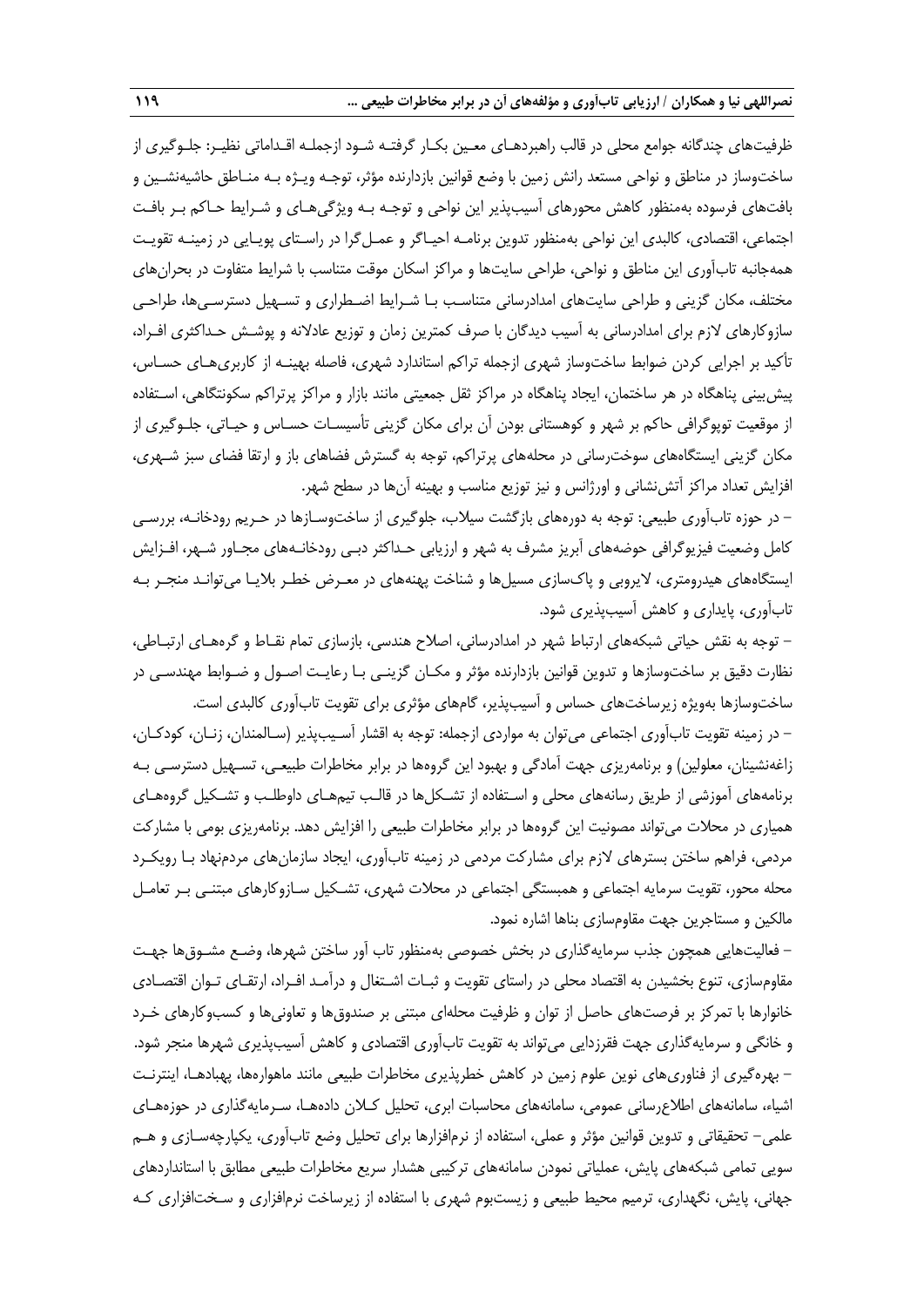ظرفیت‌های چندگانه جوامع محلی در قالب راهبردهـای معـین بکـار گرفتـه شـود ازجملـه اقـداماتی نظیـر: جلـوگیری از ساخت‌وساز در مناطق و نواحی مستعد رانش زمین با وضع قوانین بازدارنده مؤثر، توجـه ویـژه بـه منـاطق حاشیه‌نشـین و بافت‌های فرسوده به‌منظور کاهش محورهای آسیب‌پذیر این نواحی و توجـه بـه ویژگی‌هـای و شـرایط حـاکم بـر بافـت اجتماعی، اقتصادی، کالبدی این نواحی به‌منظور تدوین برنامـه احیـاگر و عمـل‌گرا در راسـتای پویـایی در زمینـه تقویـت همه‌جانبه تاب‌آوری این مناطق و نواحی، طراحی سایت‌ها و مراکز اسکان موقت متناسب با شرایط متفاوت در بحران‌های مختلف، مکان گزینی و طراحی سایت‌های امدادرسانی متناسـب بـا شـرایط اضـطراری و تسـهیل دسترسـی‌ها، طراحـی سازوکارهای لازم برای امدادرسانی به آسیب دیدگان با صرف کمترین زمان و توزیع عادلانه و پوشـش حـداکثری افـراد، تأکید بر اجرایی کردن ضوابط ساخت‌وساز شهری ازجمله تراکم استاندارد شهری، فاصله بهینـه از کاربری‌هـای حسـاس، پیش‌بینی پناهگاه در هر ساختمان، ایجاد پناهگاه در مراکز ثقل جمعیتی مانند بازار و مراکز پرتراکم سکونتگاهی، اسـتفاده از موقعیت توپوگرافی حاکم بر شهر و کوهستانی بودن آن برای مکان گزینی تأسیسـات حسـاس و حیـاتی، جلـوگیری از مکان گزینی ایستگاه‌های سوخت‌رسانی در محله‌های پرتراکم، توجه به گسترش فضاهای باز و ارتقا فضای سبز شـهری، افزایش تعداد مراکز آتش‌نشانی و اورژانس و نیز توزیع مناسب و بهینه آن‌ها در سطح شهر.

– در حوزه تاب‌آوری طبیعی: توجه به دوره‌های بازگشت سیلاب، جلوگیری از ساخت‌وسـازها در حـریم رودخانـه، بررسـی کامل وضعیت فیزیوگرافی حوضه‌های آبریز مشرف به شهر و ارزیابی حـداکثر دبـی رودخانـه‌های مجـاور شـهر، افـزایش ایستگاه‌های هیدرومتری، لایروبی و پاک‌سازی مسیل‌ها و شناخت پهنه‌های در معـرض خطـر بلایـا می‌توانـد منجـر بـه تاب‌آوری، پایداری و کاهش آسیب‌پذیری شود.

– توجه به نقش حیاتی شبکه‌های ارتباط شهر در امدادرسانی، اصلاح هندسی، بازسازی تمام نقـاط و گره‌هـای ارتبـاطی، نظارت دقیق بر ساخت‌وسازها و تدوین قوانین بازدارنده مؤثر و مکـان گزینـی بـا رعایـت اصـول و ضـوابط مهندسـی در ساخت‌وسازها به‌ویژه زیرساخت‌های حساس و آسیب‌پذیر، گام‌های مؤثری برای تقویت تاب‌آوری کالبدی است.

– در زمینه تقویت تاب‌آوری اجتماعی می‌توان به مواردی ازجمله: توجه به اقشار آسـیب‌پذیر (سـالمندان، زنـان، کودکـان، زاغه‌نشینان، معلولین) و برنامه‌ریزی جهت آمادگی و بهبود این گروه‌ها در برابر مخاطرات طبیعـی، تسـهیل دسترسـی بـه برنامه‌های آموزشی از طریق رسانه‌های محلی و اسـتفاده از تشـکل‌ها در قالـب تیم‌هـای داوطلـب و تشـکیل گروه‌هـای همیاری در محلات می‌تواند مصونیت این گروه‌ها در برابر مخاطرات طبیعی را افزایش دهد. برنامه‌ریزی بومی با مشارکت مردمی، فراهم ساختن بسترهای لازم برای مشارکت مردمی در زمینه تاب‌آوری، ایجاد سازمان‌های مردم‌نهاد بـا رویکـرد محله محور، تقویت سرمایه اجتماعی و همبستگی اجتماعی در محلات شهری، تشـکیل سـازوکارهای مبتنـی بـر تعامـل مالکین و مستاجرین جهت مقاوم‌سازی بناها اشاره نمود.

– فعالیت‌هایی همچون جذب سرمایه‌گذاری در بخش خصوصی به‌منظور تاب آور ساختن شهرها، وضـع مشـوق‌ها جهـت مقاوم‌سازی، تنوع بخشیدن به اقتصاد محلی در راستای تقویت و ثبـات اشـتغال و درآمـد افـراد، ارتقـای تـوان اقتصـادی خانوارها با تمرکز بر فرصت‌های حاصل از توان و ظرفیت محله‌ای مبتنی بر صندوق‌ها و تعاونی‌ها و کسب‌وکارهای خـرد و خانگی و سرمایه‌گذاری جهت فقرزدایی می‌تواند به تقویت تاب‌آوری اقتصادی و کاهش آسیب‌پذیری شهرها منجر شود.

– بهره‌گیری از فناوری‌های نوین علوم زمین در کاهش خطرپذیری مخاطرات طبیعی مانند ماهواره‌ها، پهپادهـا، اینترنـت اشیاء، سامانه‌های اطلاع‌رسانی عمومی، سامانه‌های محاسبات ابری، تحلیل کـلان داده‌هـا، سـرمایه‌گذاری در حوزه‌هـای علمی– تحقیقاتی و تدوین قوانین مؤثر و عملی، استفاده از نرم‌افزارها برای تحلیل وضع تاب‌آوری، یکپارچه‌سـازی و هـم سویی تمامی شبکه‌های پایش، عملیاتی نمودن سامانه‌های ترکیبی هشدار سریع مخاطرات طبیعی مطابق با استانداردهای جهانی، پایش، نگهداری، ترمیم محیط طبیعی و زیست‌بوم شهری با استفاده از زیرساخت نرم‌افزاری و سـخت‌افزاری کـه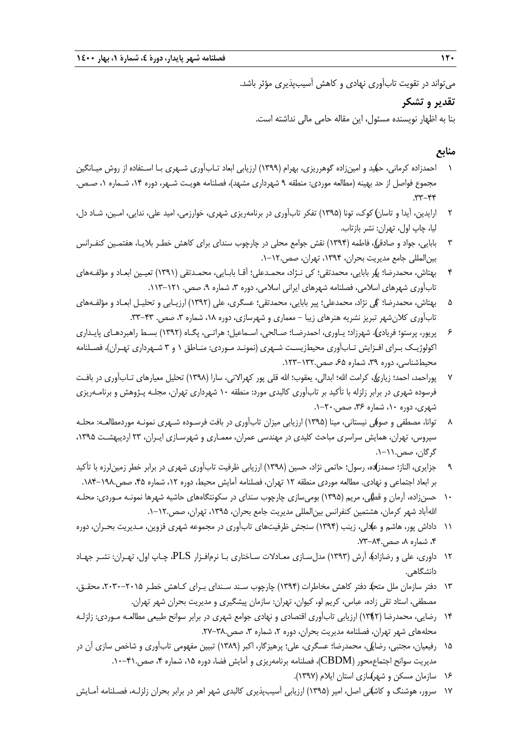می‌تواند در تقویت تاب‌آوری نهادی و کاهش آسیب‌پذیری مؤثر باشد.

## تقدیر و تشکر

بنا به اظهار نویسنده مسئول، این مقاله حامی مالی نداشته است.

## منابع

۱ احمدزاده کرمانی، حمید و امین‌زاده گوهرریزی، بهرام (۱۳۹۹) ارزیابی ابعاد تاب‌آوری شهری با استفاده از روش میانگین مجموع فواصل از حد بهینه (مطالعه موردی: منطقه ۹ شهرداری مشهد)، فصلنامه هویت شهر، دوره ۱۴، شماره ۱، صص. ۳۳-۴۴.

۲ ارایدین، آیدا و تاسان کوک، تونا (۱۳۹۵) تفکر تاب‌آوری در برنامه‌ریزی شهری، خوارزمی، امید علی، ندایی، امین، شاد دل، لیا، چاپ اول، تهران: نشر بازتاب.

۳ بابایی، جواد و صادقی، فاطمه (۱۳۹۴) نقش جوامع محلی در چارچوب سندای برای کاهش خطر بلایا، هفتمین کنفرانس بین‌المللی جامع مدیریت بحران، ۱۳۹۴، تهران، صص.۱۲-۱.

۴ بهتاش، محمدرضا؛ پیر بابایی، محمدتقی؛ کی نژاد، محمدعلی؛ آقا بابایی، محمدتقی (۱۳۹۱) تعیین ابعاد و مؤلفه‌های تاب‌آوری شهرهای اسلامی، فصلنامه شهرهای ایرانی اسلامی، دوره ۳، شماره ۹، صص. ۱۲۱-۱۱۳.

۵ بهتاش، محمدرضا؛ کی نژاد، محمدعلی؛ پیر بابایی، محمدتقی؛ عسگری، علی (۱۳۹۲) ارزیابی و تحلیل ابعاد و مؤلفه‌های تاب‌آوری کلان‌شهر تبریز نشریه هنرهای زیبا – معماری و شهرسازی، دوره ۱۸، شماره ۳، صص. ۴۳-۳۳.

۶ پریور، پرستو؛ فریادی، شهرزاد؛ یاوری، احمدرضا؛ صالحی، اسماعیل؛ هراتی، پگاه (۱۳۹۲) بسط راهبردهای پایداری اکولوژیک برای افزایش تاب‌آوری محیط‌زیست شهری (نمونه موردی: مناطق ۱ و ۳ شهرداری تهران)، فصلنامه محیط‌شناسی، دوره ۳۹، شماره ۶۵، صص.۱۳۲-۱۲۳.

۷ پوراحمد، احمد؛ زیاری، کرامت الله؛ ابدالی، یعقوب؛ الله قلی پور کهرالانی، سارا (۱۳۹۸) تحلیل معیارهای تاب‌آوری در بافت فرسوده شهری در برابر زلزله با تأکید بر تاب‌آوری کالبدی مورد: منطقه ۱۰ شهرداری تهران، مجله پژوهش و برنامه‌ریزی شهری، دوره ۱۰، شماره ۳۶، صص.۲۰-۱.

۸ توانا، مصطفی و صوفی نیستانی، مینا (۱۳۹۵) ارزیابی میزان تاب‌آوری در بافت فرسوده شهری نمونه موردمطالعه: محله سیروس، تهران، همایش سراسری مباحث کلیدی در مهندسی عمران، معماری و شهرسازی ایران، ۲۳ اردیبهشت ۱۳۹۵، گرگان، صص.۱۱-۱.

۹ جزایری، الناز؛ صمدزاده، رسول؛ حاتمی نژاد، حسین (۱۳۹۸) ارزیابی ظرفیت تاب‌آوری شهری در برابر خطر زمین‌لرزه با تأکید بر ابعاد اجتماعی و نهادی. مطالعه موردی منطقه ۱۲ تهران، فصلنامه آمایش محیط، دوره ۱۲، شماره ۴۵، صص.۱۹۸-۱۸۴.

۱۰ حسن‌زاده، آرمان و قطبی، مریم (۱۳۹۵) بومی‌سازی چارچوب سندای در سکونتگاه‌های حاشیه شهرها نمونه موردی: محله الله‌آباد شهر کرمان، هشتمین کنفرانس بین‌المللی مدیریت جامع بحران، ۱۳۹۵، تهران، صص.۱۲-۱.

۱۱ داداش پور، هاشم و عادلی، زینب (۱۳۹۴) سنجش ظرفیت‌های تاب‌آوری در مجموعه شهری قزوین، مدیریت بحران، دوره ۴، شماره ۸، صص.۸۴-۷۳.

۱۲ داوری، علی و رضازاده، آرش (۱۳۹۳) مدل‌سازی معادلات ساختاری با نرم‌افزار PLS، چاپ اول، تهران: نشر جهاد دانشگاهی.

۱۳ دفتر سازمان ملل متحد دفتر کاهش مخاطرات (۱۳۹۴) چارچوب سند سندای برای کاهش خطر ۲۰۱۵-۲۰۳۰، محقق، مصطفی، استاد تقی زاده، عباس، کریم لو، کیوان، تهران: سازمان پیشگیری و مدیریت بحران شهر تهران.

۱۴ رضایی، محمدرضا (۱۳۹۲) ارزیابی تاب‌آوری اقتصادی و نهادی جوامع شهری در برابر سوانح طبیعی مطالعه موردی: زلزله محله‌های شهر تهران، فصلنامه مدیریت بحران، دوره ۲، شماره ۳، صص.۳۸-۲۷.

۱۵ رفیعیان، مجتبی، رضایی، محمدرضا؛ عسگری، علی؛ پرهیزگار، اکبر (۱۳۸۹) تبیین مفهومی تاب‌آوری و شاخص سازی آن در مدیریت سوانح اجتماع‌محور (CBDM)، فصلنامه برنامه‌ریزی و آمایش فضا، دوره ۱۵، شماره ۴، صص.۴۱-۱۰.

۱۶ سازمان مسکن و شهرسازی استان ایلام (۱۳۹۷).

۱۷ سرور، هوشنگ و کاشانی اصل، امیر (۱۳۹۵) ارزیابی آسیب‌پذیری کالبدی شهر اهر در برابر بحران زلزله، فصلنامه آمایش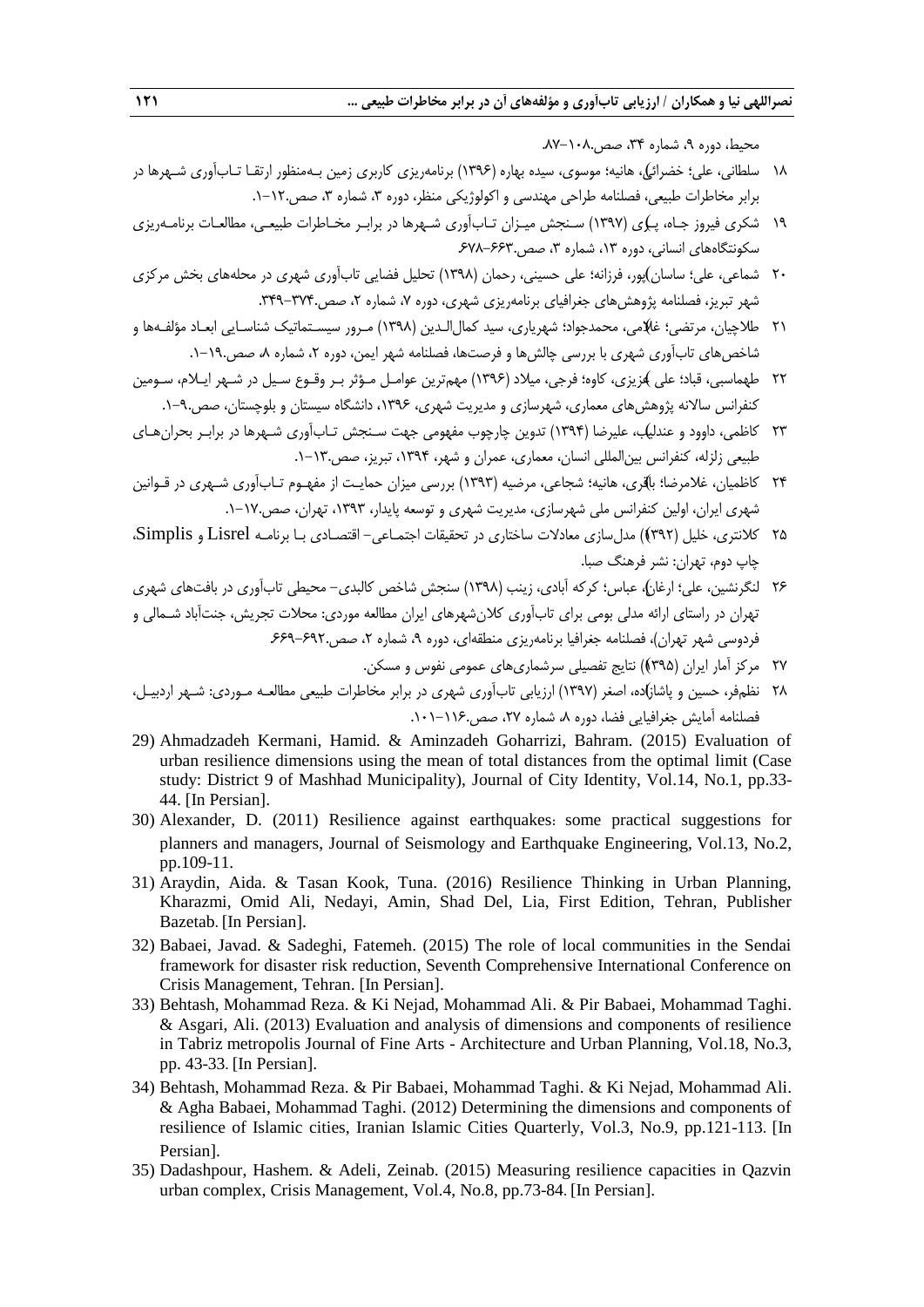محیط، دوره ۹، شماره ۳۴، صص.۱۰۸-۸۷.

۱۸ سلطانی، علی؛ خضرائی، هانیه؛ موسوی، سیده بهاره (۱۳۹۶) برنامه‌ریزی کاربری زمین به‌منظور ارتقا تاب‌آوری شهرها در برابر مخاطرات طبیعی، فصلنامه طراحی مهندسی و اکولوژیکی منظر، دوره ۳، شماره ۳، صص.۱۲-۱.

۱۹ شکری فیروز جاه، پری (۱۳۹۷) سنجش میزان تاب‌آوری شهرها در برابر مخاطرات طبیعی، مطالعات برنامه‌ریزی سکونتگاه‌های انسانی، دوره ۱۳، شماره ۳، صص.۶۶۳-۶۷۸.

۲۰ شماعی، علی؛ ساسان‌پور، فرزانه؛ علی حسینی، رحمان (۱۳۹۸) تحلیل فضایی تاب‌آوری شهری در محله‌های بخش مرکزی شهر تبریز، فصلنامه پژوهش‌های جغرافیای برنامه‌ریزی شهری، دوره ۷، شماره ۲، صص.۳۷۴-۳۴۹.

۲۱ طلاچیان، مرتضی؛ غلامی، محمدجواد؛ شهریاری، سید کمال‌الدین (۱۳۹۸) مرور سیستماتیک شناسایی ابعاد مؤلفه‌ها و شاخص‌های تاب‌آوری شهری با بررسی چالش‌ها و فرصت‌ها، فصلنامه شهر ایمن، دوره ۲، شماره ۸ صص.۱۹-۱.

۲۲ طهماسبی، قباد؛ علی عزیزی، کاوه؛ فرجی، میلاد (۱۳۹۶) مهم‌ترین عوامل مؤثر بر وقوع سیل در شهر ایلام، سومین کنفرانس سالانه پژوهش‌های معماری، شهرسازی و مدیریت شهری، ۱۳۹۶، دانشگاه سیستان و بلوچستان، صص.۹-۱.

۲۳ کاظمی، داوود و عندلیب، علیرضا (۱۳۹۴) تدوین چارچوب مفهومی جهت سنجش تاب‌آوری شهرها در برابر بحران‌های طبیعی زلزله، کنفرانس بین‌المللی انسان، معماری، عمران و شهر، ۱۳۹۴، تبریز، صص.۱۳-۱.

۲۴ کاظمیان، غلامرضا؛ باقری، هانیه؛ شجاعی، مرضیه (۱۳۹۳) بررسی میزان حمایت از مفهوم تاب‌آوری شهری در قوانین شهری ایران، اولین کنفرانس ملی شهرسازی، مدیریت شهری و توسعه پایدار، ۱۳۹۳، تهران، صص.۱۷-۱.

۲۵ کلانتری، خلیل (۱۳۹۲) مدل‌سازی معادلات ساختاری در تحقیقات اجتماعی- اقتصادی با برنامه Lisrel و Simplis، چاپ دوم، تهران: نشر فرهنگ صبا.

۲۶ لنگرنشین، علی؛ ارغان، عباس؛ کرکه آبادی، زینب (۱۳۹۸) سنجش شاخص کالبدی- محیطی تاب‌آوری در بافت‌های شهری تهران در راستای ارائه مدلی بومی برای تاب‌آوری کلان‌شهرهای ایران مطالعه موردی: محلات تجریش، جنت‌آباد شمالی و فردوسی شهر تهران)، فصلنامه جغرافیا برنامه‌ریزی منطقه‌ای، دوره ۹، شماره ۲، صص.۶۹۲-۶۶۹.

۲۷ مرکز آمار ایران (۱۳۹۵) نتایج تفصیلی سرشماری‌های عمومی نفوس و مسکن.

۲۸ نظم‌فر، حسین و پاشازاده، اصغر (۱۳۹۷) ارزیابی تاب‌آوری شهری در برابر مخاطرات طبیعی مطالعه موردی: شهر اردبیل، فصلنامه آمایش جغرافیایی فضا، دوره ۸، شماره ۲۷، صص.۱۱۶-۱۰۱.

29) Ahmadzadeh Kermani, Hamid. & Aminzadeh Goharrizi, Bahram. (2015) Evaluation of urban resilience dimensions using the mean of total distances from the optimal limit (Case study: District 9 of Mashhad Municipality), Journal of City Identity, Vol.14, No.1, pp.33-44. [In Persian].

30) Alexander, D. (2011) Resilience against earthquakes: some practical suggestions for planners and managers, Journal of Seismology and Earthquake Engineering, Vol.13, No.2, pp.109-11.

31) Araydin, Aida. & Tasan Kook, Tuna. (2016) Resilience Thinking in Urban Planning, Kharazmi, Omid Ali, Nedayi, Amin, Shad Del, Lia, First Edition, Tehran, Publisher Bazetab. [In Persian].

32) Babaei, Javad. & Sadeghi, Fatemeh. (2015) The role of local communities in the Sendai framework for disaster risk reduction, Seventh Comprehensive International Conference on Crisis Management, Tehran. [In Persian].

33) Behtash, Mohammad Reza. & Ki Nejad, Mohammad Ali. & Pir Babaei, Mohammad Taghi. & Asgari, Ali. (2013) Evaluation and analysis of dimensions and components of resilience in Tabriz metropolis Journal of Fine Arts - Architecture and Urban Planning, Vol.18, No.3, pp. 43-33. [In Persian].

34) Behtash, Mohammad Reza. & Pir Babaei, Mohammad Taghi. & Ki Nejad, Mohammad Ali. & Agha Babaei, Mohammad Taghi. (2012) Determining the dimensions and components of resilience of Islamic cities, Iranian Islamic Cities Quarterly, Vol.3, No.9, pp.121-113. [In Persian].

35) Dadashpour, Hashem. & Adeli, Zeinab. (2015) Measuring resilience capacities in Qazvin urban complex, Crisis Management, Vol.4, No.8, pp.73-84. [In Persian].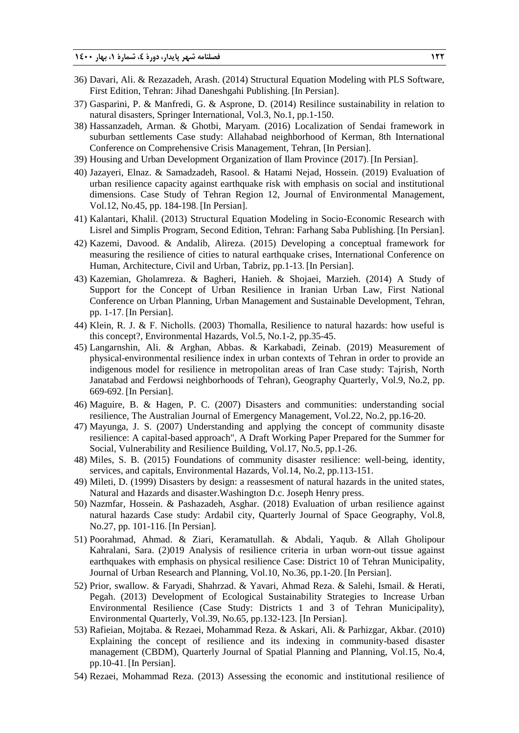36) Davari, Ali. & Rezazadeh, Arash. (2014) Structural Equation Modeling with PLS Software, First Edition, Tehran: Jihad Daneshgahi Publishing. [In Persian].

37) Gasparini, P. & Manfredi, G. & Asprone, D. (2014) Resilince sustainability in relation to natural disasters, Springer International, Vol.3, No.1, pp.1-150.

38) Hassanzadeh, Arman. & Ghotbi, Maryam. (2016) Localization of Sendai framework in suburban settlements Case study: Allahabad neighborhood of Kerman, 8th International Conference on Comprehensive Crisis Management, Tehran, [In Persian].

39) Housing and Urban Development Organization of Ilam Province (2017). [In Persian].

40) Jazayeri, Elnaz. & Samadzadeh, Rasool. & Hatami Nejad, Hossein. (2019) Evaluation of urban resilience capacity against earthquake risk with emphasis on social and institutional dimensions. Case Study of Tehran Region 12, Journal of Environmental Management, Vol.12, No.45, pp. 184-198. [In Persian].

41) Kalantari, Khalil. (2013) Structural Equation Modeling in Socio-Economic Research with Lisrel and Simplis Program, Second Edition, Tehran: Farhang Saba Publishing. [In Persian].

42) Kazemi, Davood. & Andalib, Alireza. (2015) Developing a conceptual framework for measuring the resilience of cities to natural earthquake crises, International Conference on Human, Architecture, Civil and Urban, Tabriz, pp.1-13. [In Persian].

43) Kazemian, Gholamreza. & Bagheri, Hanieh. & Shojaei, Marzieh. (2014) A Study of Support for the Concept of Urban Resilience in Iranian Urban Law, First National Conference on Urban Planning, Urban Management and Sustainable Development, Tehran, pp. 1-17. [In Persian].

44) Klein, R. J. & F. Nicholls. (2003) Thomalla, Resilience to natural hazards: how useful is this concept?, Environmental Hazards, Vol.5, No.1-2, pp.35-45.

45) Langarnshin, Ali. & Arghan, Abbas. & Karkabadi, Zeinab. (2019) Measurement of physical-environmental resilience index in urban contexts of Tehran in order to provide an indigenous model for resilience in metropolitan areas of Iran Case study: Tajrish, North Janatabad and Ferdowsi neighborhoods of Tehran), Geography Quarterly, Vol.9, No.2, pp. 669-692. [In Persian].

46) Maguire, B. & Hagen, P. C. (2007) Disasters and communities: understanding social resilience, The Australian Journal of Emergency Management, Vol.22, No.2, pp.16-20.

47) Mayunga, J. S. (2007) Understanding and applying the concept of community disaste resilience: A capital-based approach", A Draft Working Paper Prepared for the Summer for Social, Vulnerability and Resilience Building, Vol.17, No.5, pp.1-26.

48) Miles, S. B. (2015) Foundations of community disaster resilience: well-being, identity, services, and capitals, Environmental Hazards, Vol.14, No.2, pp.113-151.

49) Mileti, D. (1999) Disasters by design: a reassesment of natural hazards in the united states, Natural and Hazards and disaster.Washington D.c. Joseph Henry press.

50) Nazmfar, Hossein. & Pashazadeh, Asghar. (2018) Evaluation of urban resilience against natural hazards Case study: Ardabil city, Quarterly Journal of Space Geography, Vol.8, No.27, pp. 101-116. [In Persian].

51) Poorahmad, Ahmad. & Ziari, Keramatullah. & Abdali, Yaqub. & Allah Gholipour Kahralani, Sara. (2)019 Analysis of resilience criteria in urban worn-out tissue against earthquakes with emphasis on physical resilience Case: District 10 of Tehran Municipality, Journal of Urban Research and Planning, Vol.10, No.36, pp.1-20. [In Persian].

52) Prior, swallow. & Faryadi, Shahrzad. & Yavari, Ahmad Reza. & Salehi, Ismail. & Herati, Pegah. (2013) Development of Ecological Sustainability Strategies to Increase Urban Environmental Resilience (Case Study: Districts 1 and 3 of Tehran Municipality), Environmental Quarterly, Vol.39, No.65, pp.132-123. [In Persian].

53) Rafieian, Mojtaba. & Rezaei, Mohammad Reza. & Askari, Ali. & Parhizgar, Akbar. (2010) Explaining the concept of resilience and its indexing in community-based disaster management (CBDM), Quarterly Journal of Spatial Planning and Planning, Vol.15, No.4, pp.10-41. [In Persian].

54) Rezaei, Mohammad Reza. (2013) Assessing the economic and institutional resilience of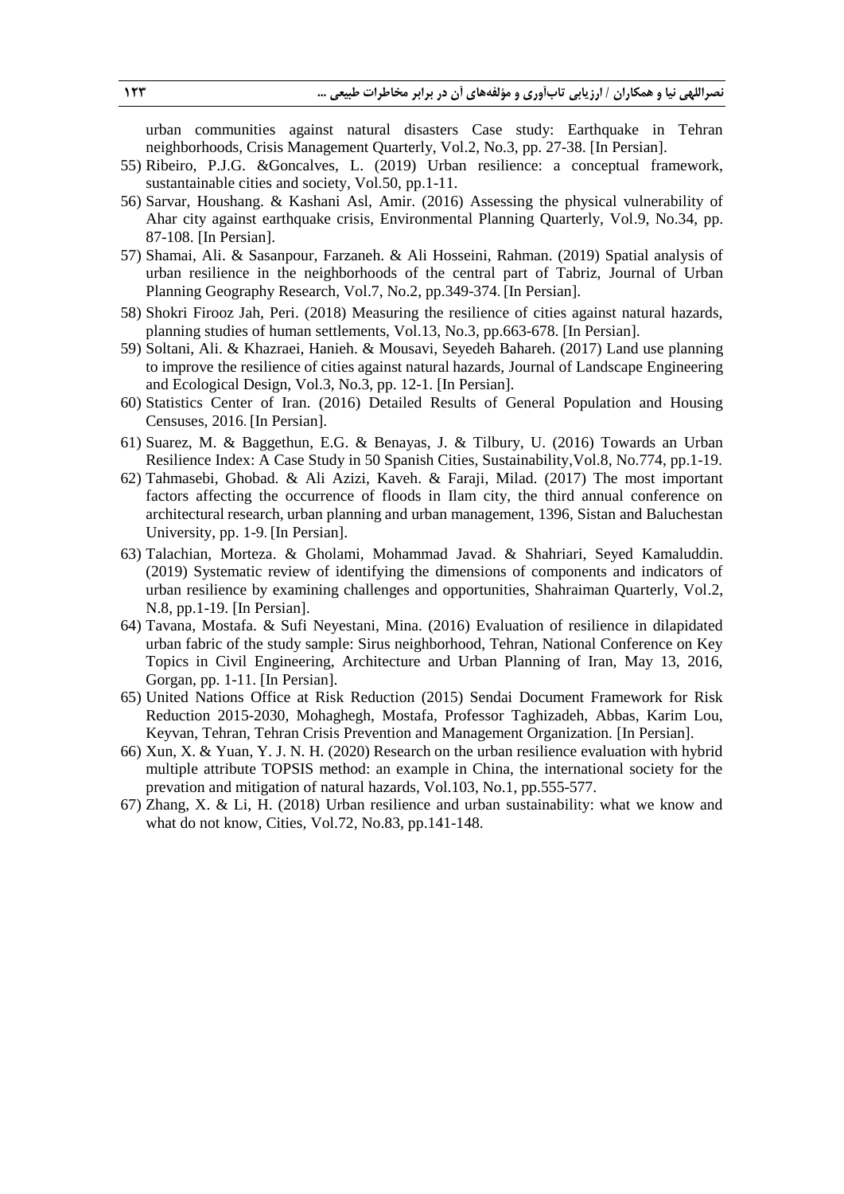urban communities against natural disasters Case study: Earthquake in Tehran neighborhoods, Crisis Management Quarterly, Vol.2, No.3, pp. 27-38. [In Persian].

55) Ribeiro, P.J.G. &Goncalves, L. (2019) Urban resilience: a conceptual framework, sustantainable cities and society, Vol.50, pp.1-11.
56) Sarvar, Houshang. & Kashani Asl, Amir. (2016) Assessing the physical vulnerability of Ahar city against earthquake crisis, Environmental Planning Quarterly, Vol.9, No.34, pp. 87-108. [In Persian].
57) Shamai, Ali. & Sasanpour, Farzaneh. & Ali Hosseini, Rahman. (2019) Spatial analysis of urban resilience in the neighborhoods of the central part of Tabriz, Journal of Urban Planning Geography Research, Vol.7, No.2, pp.349-374. [In Persian].
58) Shokri Firooz Jah, Peri. (2018) Measuring the resilience of cities against natural hazards, planning studies of human settlements, Vol.13, No.3, pp.663-678. [In Persian].
59) Soltani, Ali. & Khazraei, Hanieh. & Mousavi, Seyedeh Bahareh. (2017) Land use planning to improve the resilience of cities against natural hazards, Journal of Landscape Engineering and Ecological Design, Vol.3, No.3, pp. 12-1. [In Persian].
60) Statistics Center of Iran. (2016) Detailed Results of General Population and Housing Censuses, 2016. [In Persian].
61) Suarez, M. & Baggethun, E.G. & Benayas, J. & Tilbury, U. (2016) Towards an Urban Resilience Index: A Case Study in 50 Spanish Cities, Sustainability,Vol.8, No.774, pp.1-19.
62) Tahmasebi, Ghobad. & Ali Azizi, Kaveh. & Faraji, Milad. (2017) The most important factors affecting the occurrence of floods in Ilam city, the third annual conference on architectural research, urban planning and urban management, 1396, Sistan and Baluchestan University, pp. 1-9. [In Persian].
63) Talachian, Morteza. & Gholami, Mohammad Javad. & Shahriari, Seyed Kamaluddin. (2019) Systematic review of identifying the dimensions of components and indicators of urban resilience by examining challenges and opportunities, Shahraiman Quarterly, Vol.2, N.8, pp.1-19. [In Persian].
64) Tavana, Mostafa. & Sufi Neyestani, Mina. (2016) Evaluation of resilience in dilapidated urban fabric of the study sample: Sirus neighborhood, Tehran, National Conference on Key Topics in Civil Engineering, Architecture and Urban Planning of Iran, May 13, 2016, Gorgan, pp. 1-11. [In Persian].
65) United Nations Office at Risk Reduction (2015) Sendai Document Framework for Risk Reduction 2015-2030, Mohaghegh, Mostafa, Professor Taghizadeh, Abbas, Karim Lou, Keyvan, Tehran, Tehran Crisis Prevention and Management Organization. [In Persian].
66) Xun, X. & Yuan, Y. J. N. H. (2020) Research on the urban resilience evaluation with hybrid multiple attribute TOPSIS method: an example in China, the international society for the prevation and mitigation of natural hazards, Vol.103, No.1, pp.555-577.
67) Zhang, X. & Li, H. (2018) Urban resilience and urban sustainability: what we know and what do not know, Cities, Vol.72, No.83, pp.141-148.